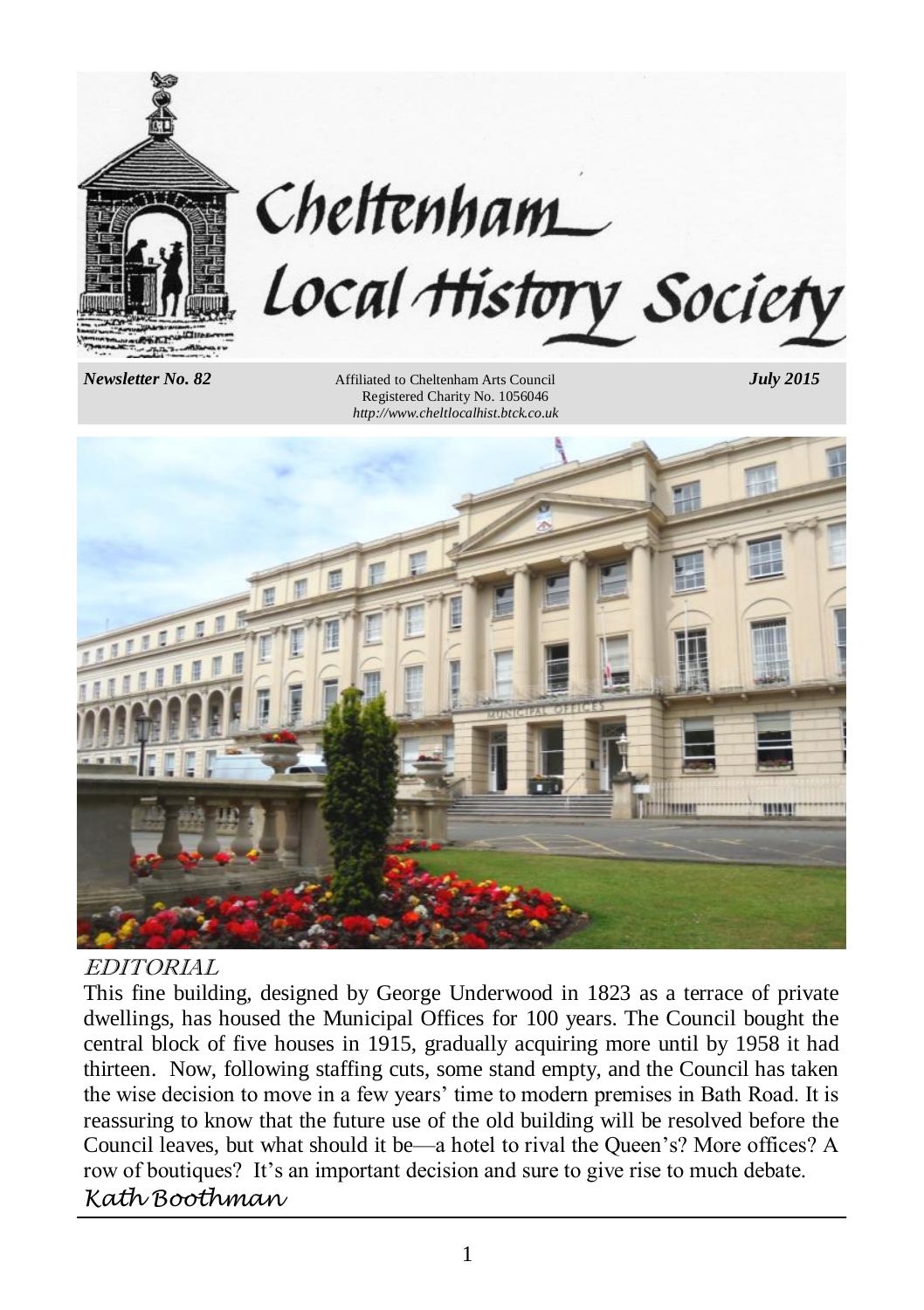# Cheltenham Local History Society

*Newsletter No. 82*

Affiliated to Cheltenham Arts Council
Registered Charity No. 1056046
*http://www.cheltlocalhist.btck.co.uk*

*July 2015*

## EDITORIAL

This fine building, designed by George Underwood in 1823 as a terrace of private dwellings, has housed the Municipal Offices for 100 years. The Council bought the central block of five houses in 1915, gradually acquiring more until by 1958 it had thirteen. Now, following staffing cuts, some stand empty, and the Council has taken the wise decision to move in a few years' time to modern premises in Bath Road. It is reassuring to know that the future use of the old building will be resolved before the Council leaves, but what should it be—a hotel to rival the Queen's? More offices? A row of boutiques? It's an important decision and sure to give rise to much debate.

*Kath Boothman*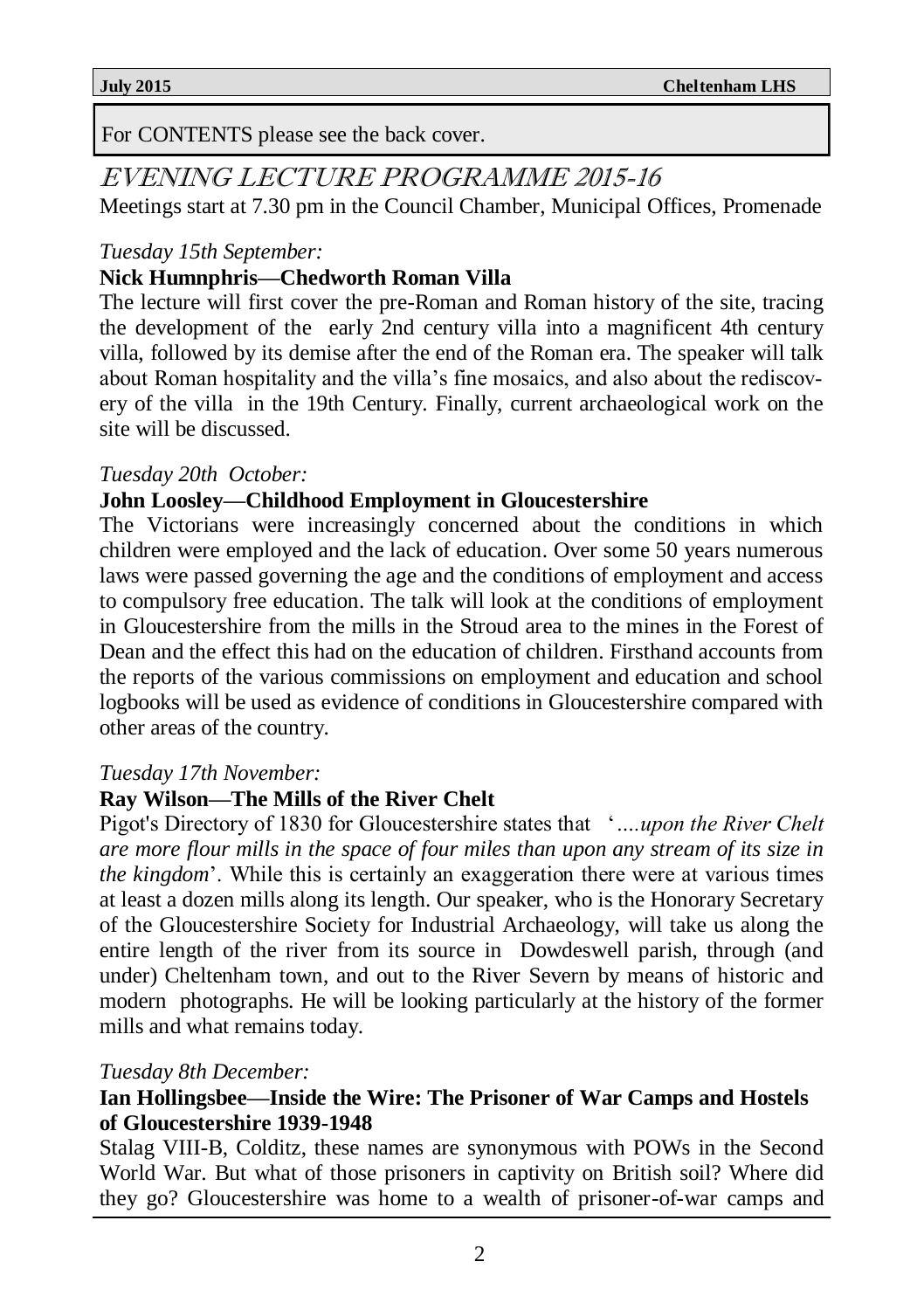For CONTENTS please see the back cover.

# EVENING LECTURE PROGRAMME 2015-16

Meetings start at 7.30 pm in the Council Chamber, Municipal Offices, Promenade

*Tuesday 15th September:*

**Nick Humnphris—Chedworth Roman Villa**

The lecture will first cover the pre-Roman and Roman history of the site, tracing the development of the early 2nd century villa into a magnificent 4th century villa, followed by its demise after the end of the Roman era. The speaker will talk about Roman hospitality and the villa's fine mosaics, and also about the rediscovery of the villa in the 19th Century. Finally, current archaeological work on the site will be discussed.

*Tuesday 20th October:*

**John Loosley—Childhood Employment in Gloucestershire**

The Victorians were increasingly concerned about the conditions in which children were employed and the lack of education. Over some 50 years numerous laws were passed governing the age and the conditions of employment and access to compulsory free education. The talk will look at the conditions of employment in Gloucestershire from the mills in the Stroud area to the mines in the Forest of Dean and the effect this had on the education of children. Firsthand accounts from the reports of the various commissions on employment and education and school logbooks will be used as evidence of conditions in Gloucestershire compared with other areas of the country.

*Tuesday 17th November:*

**Ray Wilson—The Mills of the River Chelt**

Pigot's Directory of 1830 for Gloucestershire states that '*….upon the River Chelt are more flour mills in the space of four miles than upon any stream of its size in the kingdom*'. While this is certainly an exaggeration there were at various times at least a dozen mills along its length. Our speaker, who is the Honorary Secretary of the Gloucestershire Society for Industrial Archaeology, will take us along the entire length of the river from its source in Dowdeswell parish, through (and under) Cheltenham town, and out to the River Severn by means of historic and modern photographs. He will be looking particularly at the history of the former mills and what remains today.

*Tuesday 8th December:*

**Ian Hollingsbee—Inside the Wire: The Prisoner of War Camps and Hostels of Gloucestershire 1939-1948**

Stalag VIII-B, Colditz, these names are synonymous with POWs in the Second World War. But what of those prisoners in captivity on British soil? Where did they go? Gloucestershire was home to a wealth of prisoner-of-war camps and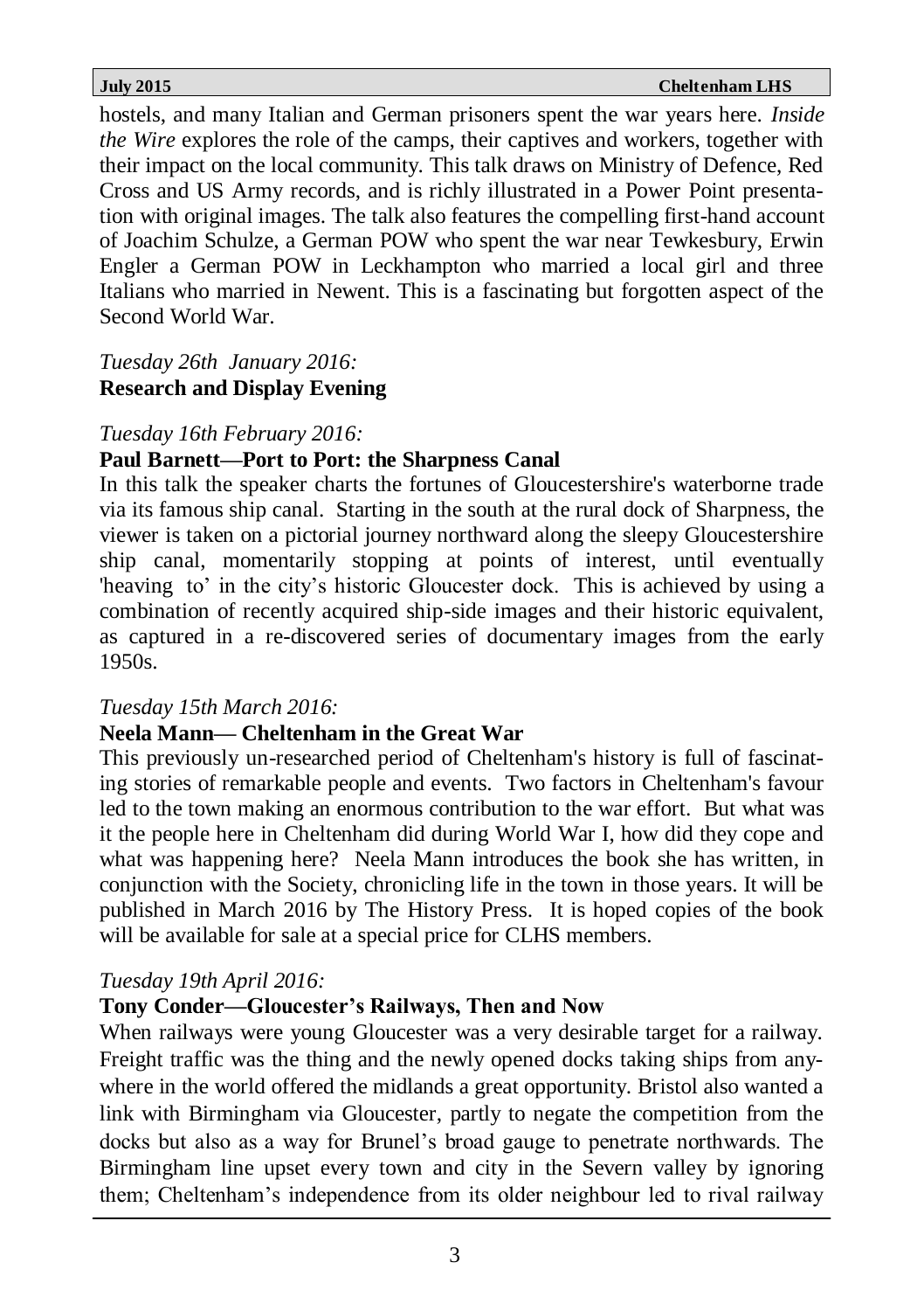hostels, and many Italian and German prisoners spent the war years here. *Inside the Wire* explores the role of the camps, their captives and workers, together with their impact on the local community. This talk draws on Ministry of Defence, Red Cross and US Army records, and is richly illustrated in a Power Point presentation with original images. The talk also features the compelling first-hand account of Joachim Schulze, a German POW who spent the war near Tewkesbury, Erwin Engler a German POW in Leckhampton who married a local girl and three Italians who married in Newent. This is a fascinating but forgotten aspect of the Second World War.

*Tuesday 26th January 2016:*
**Research and Display Evening**

*Tuesday 16th February 2016:*
**Paul Barnett—Port to Port: the Sharpness Canal**

In this talk the speaker charts the fortunes of Gloucestershire's waterborne trade via its famous ship canal. Starting in the south at the rural dock of Sharpness, the viewer is taken on a pictorial journey northward along the sleepy Gloucestershire ship canal, momentarily stopping at points of interest, until eventually 'heaving to' in the city's historic Gloucester dock. This is achieved by using a combination of recently acquired ship-side images and their historic equivalent, as captured in a re-discovered series of documentary images from the early 1950s.

*Tuesday 15th March 2016:*
**Neela Mann— Cheltenham in the Great War**

This previously un-researched period of Cheltenham's history is full of fascinating stories of remarkable people and events. Two factors in Cheltenham's favour led to the town making an enormous contribution to the war effort. But what was it the people here in Cheltenham did during World War I, how did they cope and what was happening here? Neela Mann introduces the book she has written, in conjunction with the Society, chronicling life in the town in those years. It will be published in March 2016 by The History Press. It is hoped copies of the book will be available for sale at a special price for CLHS members.

*Tuesday 19th April 2016:*
**Tony Conder—Gloucester's Railways, Then and Now**

When railways were young Gloucester was a very desirable target for a railway. Freight traffic was the thing and the newly opened docks taking ships from anywhere in the world offered the midlands a great opportunity. Bristol also wanted a link with Birmingham via Gloucester, partly to negate the competition from the docks but also as a way for Brunel's broad gauge to penetrate northwards. The Birmingham line upset every town and city in the Severn valley by ignoring them; Cheltenham's independence from its older neighbour led to rival railway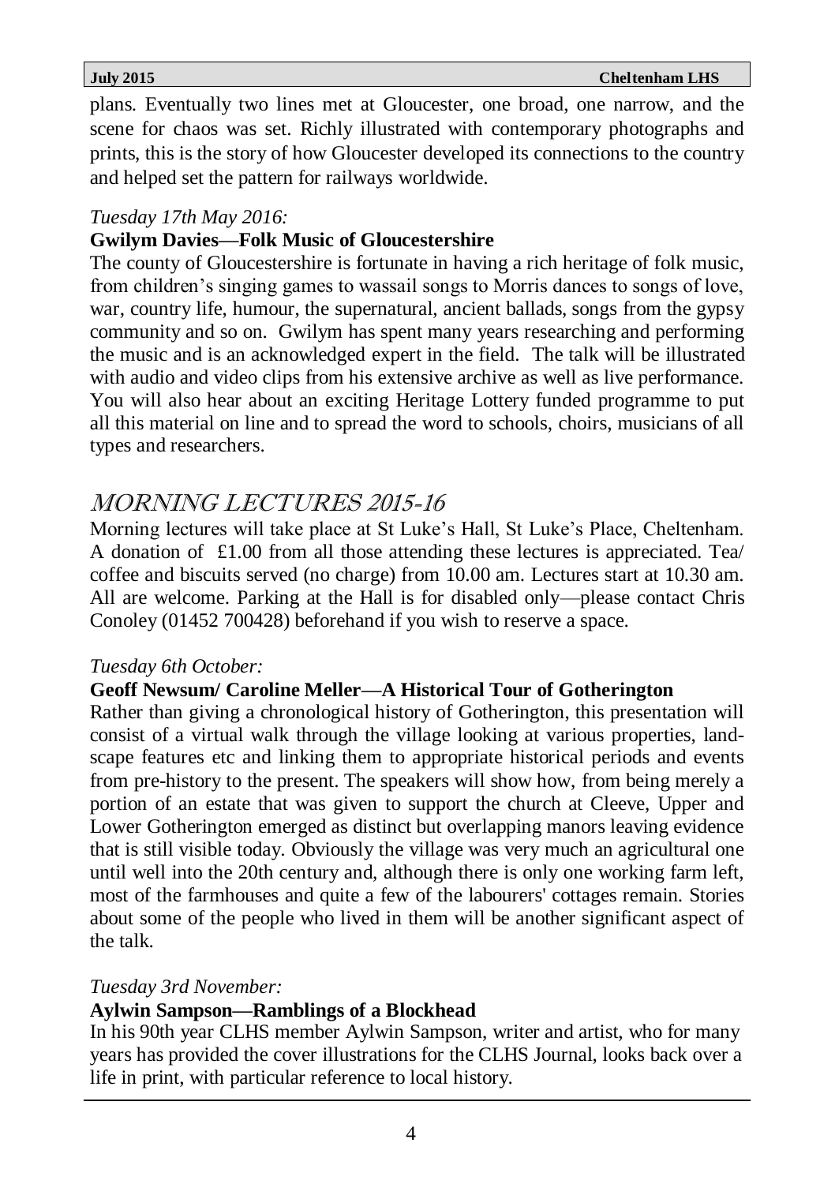plans. Eventually two lines met at Gloucester, one broad, one narrow, and the scene for chaos was set. Richly illustrated with contemporary photographs and prints, this is the story of how Gloucester developed its connections to the country and helped set the pattern for railways worldwide.

*Tuesday 17th May 2016:*

**Gwilym Davies—Folk Music of Gloucestershire**

The county of Gloucestershire is fortunate in having a rich heritage of folk music, from children's singing games to wassail songs to Morris dances to songs of love, war, country life, humour, the supernatural, ancient ballads, songs from the gypsy community and so on. Gwilym has spent many years researching and performing the music and is an acknowledged expert in the field. The talk will be illustrated with audio and video clips from his extensive archive as well as live performance. You will also hear about an exciting Heritage Lottery funded programme to put all this material on line and to spread the word to schools, choirs, musicians of all types and researchers.

## MORNING LECTURES 2015-16

Morning lectures will take place at St Luke's Hall, St Luke's Place, Cheltenham. A donation of £1.00 from all those attending these lectures is appreciated. Tea/ coffee and biscuits served (no charge) from 10.00 am. Lectures start at 10.30 am. All are welcome. Parking at the Hall is for disabled only—please contact Chris Conoley (01452 700428) beforehand if you wish to reserve a space.

*Tuesday 6th October:*

**Geoff Newsum/ Caroline Meller—A Historical Tour of Gotherington**

Rather than giving a chronological history of Gotherington, this presentation will consist of a virtual walk through the village looking at various properties, landscape features etc and linking them to appropriate historical periods and events from pre-history to the present. The speakers will show how, from being merely a portion of an estate that was given to support the church at Cleeve, Upper and Lower Gotherington emerged as distinct but overlapping manors leaving evidence that is still visible today. Obviously the village was very much an agricultural one until well into the 20th century and, although there is only one working farm left, most of the farmhouses and quite a few of the labourers' cottages remain. Stories about some of the people who lived in them will be another significant aspect of the talk.

*Tuesday 3rd November:*

**Aylwin Sampson—Ramblings of a Blockhead**

In his 90th year CLHS member Aylwin Sampson, writer and artist, who for many years has provided the cover illustrations for the CLHS Journal, looks back over a life in print, with particular reference to local history.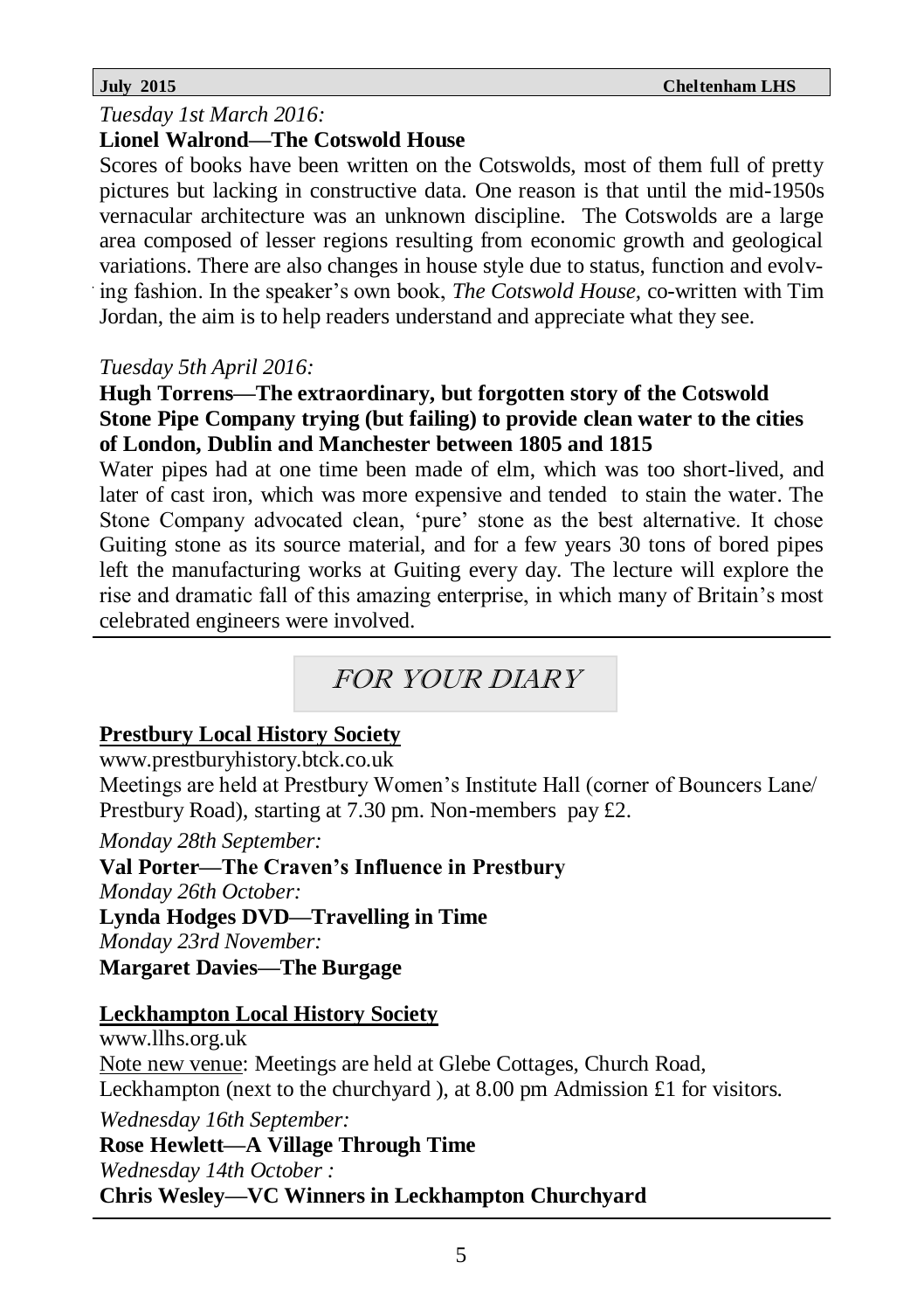*Tuesday 1st March 2016:*

**Lionel Walrond—The Cotswold House**

Scores of books have been written on the Cotswolds, most of them full of pretty pictures but lacking in constructive data. One reason is that until the mid-1950s vernacular architecture was an unknown discipline. The Cotswolds are a large area composed of lesser regions resulting from economic growth and geological variations. There are also changes in house style due to status, function and evolving fashion. In the speaker's own book, *The Cotswold House*, co-written with Tim Jordan, the aim is to help readers understand and appreciate what they see.

*Tuesday 5th April 2016:*

**Hugh Torrens—The extraordinary, but forgotten story of the Cotswold Stone Pipe Company trying (but failing) to provide clean water to the cities of London, Dublin and Manchester between 1805 and 1815**

Water pipes had at one time been made of elm, which was too short-lived, and later of cast iron, which was more expensive and tended to stain the water. The Stone Company advocated clean, 'pure' stone as the best alternative. It chose Guiting stone as its source material, and for a few years 30 tons of bored pipes left the manufacturing works at Guiting every day. The lecture will explore the rise and dramatic fall of this amazing enterprise, in which many of Britain's most celebrated engineers were involved.

---

## FOR YOUR DIARY

**Prestbury Local History Society**

www.prestburyhistory.btck.co.uk

Meetings are held at Prestbury Women's Institute Hall (corner of Bouncers Lane/ Prestbury Road), starting at 7.30 pm. Non-members pay £2.

*Monday 28th September:*

**Val Porter—The Craven's Influence in Prestbury**

*Monday 26th October:*

**Lynda Hodges DVD—Travelling in Time**

*Monday 23rd November:*

**Margaret Davies—The Burgage**

**Leckhampton Local History Society**

www.llhs.org.uk

Note new venue: Meetings are held at Glebe Cottages, Church Road, Leckhampton (next to the churchyard ), at 8.00 pm Admission £1 for visitors.

*Wednesday 16th September:*

**Rose Hewlett—A Village Through Time**

*Wednesday 14th October :*

**Chris Wesley—VC Winners in Leckhampton Churchyard**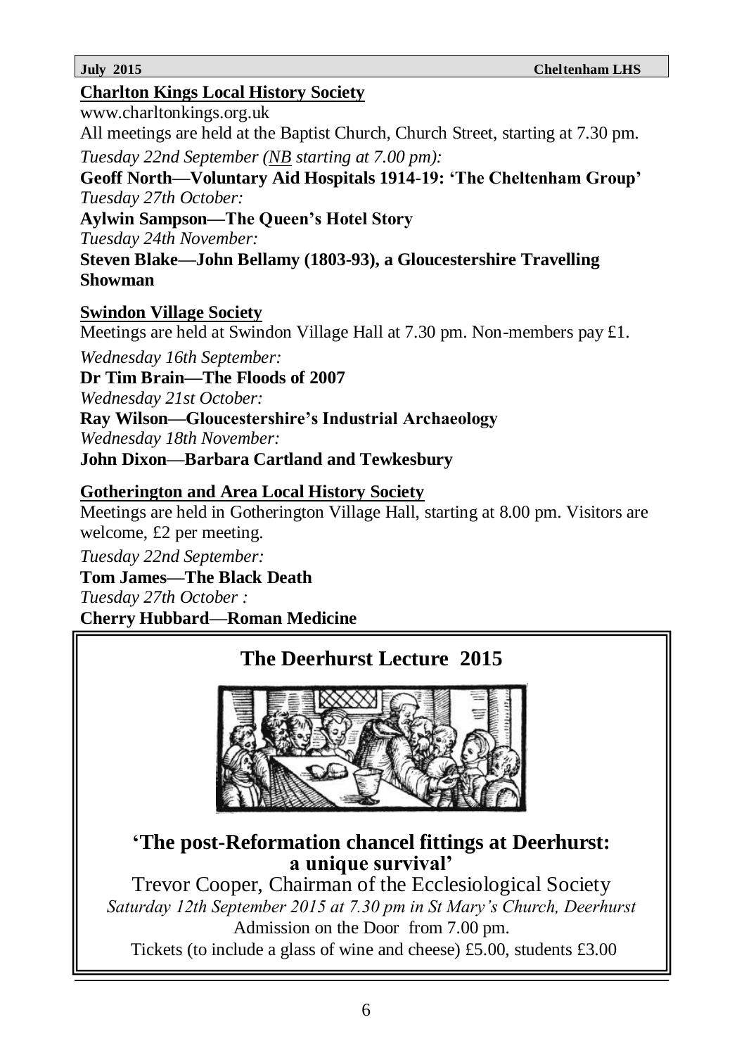**Charlton Kings Local History Society**

www.charltonkings.org.uk

All meetings are held at the Baptist Church, Church Street, starting at 7.30 pm.

*Tuesday 22nd September (NB starting at 7.00 pm):*
**Geoff North—Voluntary Aid Hospitals 1914-19: 'The Cheltenham Group'**
*Tuesday 27th October:*
**Aylwin Sampson—The Queen's Hotel Story**
*Tuesday 24th November:*
**Steven Blake—John Bellamy (1803-93), a Gloucestershire Travelling Showman**

**Swindon Village Society**

Meetings are held at Swindon Village Hall at 7.30 pm. Non-members pay £1.

*Wednesday 16th September:*
**Dr Tim Brain—The Floods of 2007**
*Wednesday 21st October:*
**Ray Wilson—Gloucestershire's Industrial Archaeology**
*Wednesday 18th November:*
**John Dixon—Barbara Cartland and Tewkesbury**

**Gotherington and Area Local History Society**

Meetings are held in Gotherington Village Hall, starting at 8.00 pm. Visitors are welcome, £2 per meeting.

*Tuesday 22nd September:*
**Tom James—The Black Death**
*Tuesday 27th October :*
**Cherry Hubbard—Roman Medicine**

## The Deerhurst Lecture 2015

### 'The post-Reformation chancel fittings at Deerhurst: a unique survival'

Trevor Cooper, Chairman of the Ecclesiological Society

*Saturday 12th September 2015 at 7.30 pm in St Mary's Church, Deerhurst*

Admission on the Door from 7.00 pm.

Tickets (to include a glass of wine and cheese) £5.00, students £3.00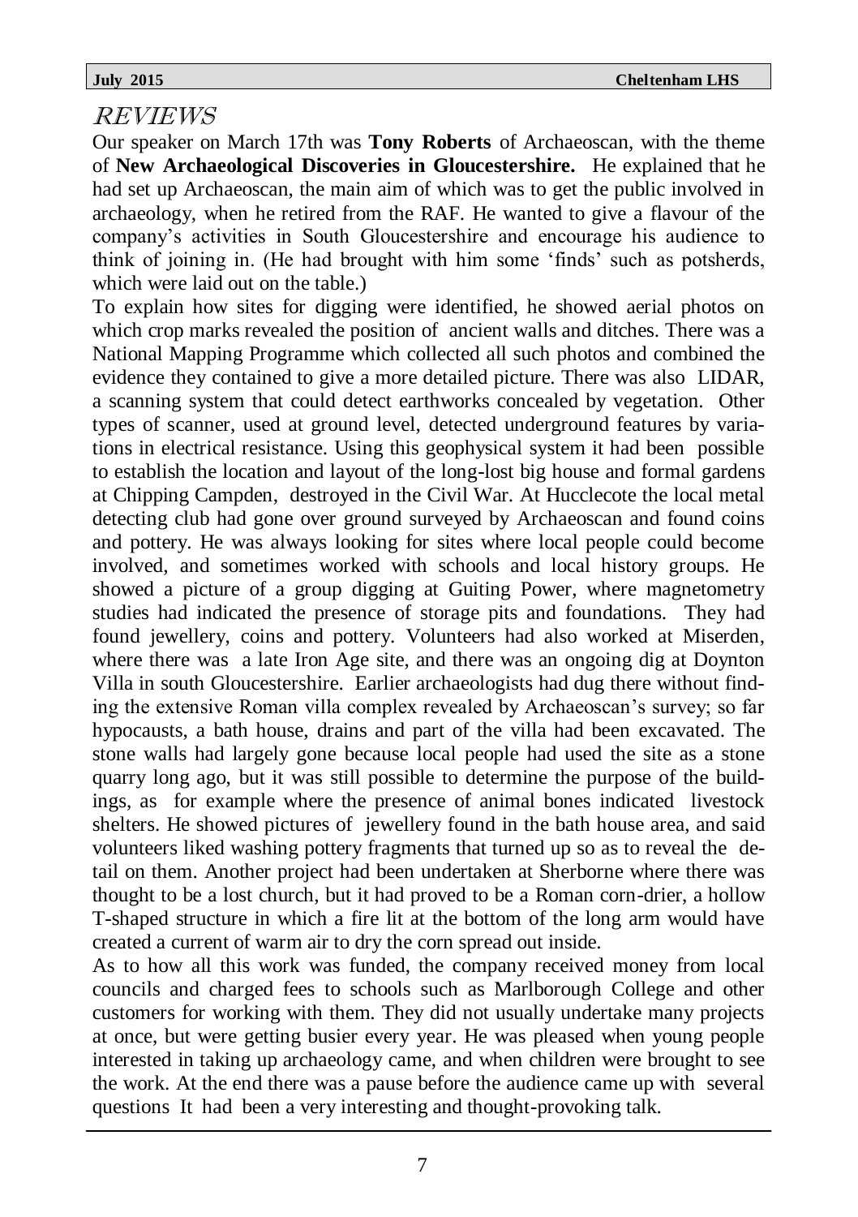# REVIEWS

Our speaker on March 17th was **Tony Roberts** of Archaeoscan, with the theme of **New Archaeological Discoveries in Gloucestershire.** He explained that he had set up Archaeoscan, the main aim of which was to get the public involved in archaeology, when he retired from the RAF. He wanted to give a flavour of the company's activities in South Gloucestershire and encourage his audience to think of joining in. (He had brought with him some 'finds' such as potsherds, which were laid out on the table.)

To explain how sites for digging were identified, he showed aerial photos on which crop marks revealed the position of ancient walls and ditches. There was a National Mapping Programme which collected all such photos and combined the evidence they contained to give a more detailed picture. There was also LIDAR, a scanning system that could detect earthworks concealed by vegetation. Other types of scanner, used at ground level, detected underground features by variations in electrical resistance. Using this geophysical system it had been possible to establish the location and layout of the long-lost big house and formal gardens at Chipping Campden, destroyed in the Civil War. At Hucclecote the local metal detecting club had gone over ground surveyed by Archaeoscan and found coins and pottery. He was always looking for sites where local people could become involved, and sometimes worked with schools and local history groups. He showed a picture of a group digging at Guiting Power, where magnetometry studies had indicated the presence of storage pits and foundations. They had found jewellery, coins and pottery. Volunteers had also worked at Miserden, where there was a late Iron Age site, and there was an ongoing dig at Doynton Villa in south Gloucestershire. Earlier archaeologists had dug there without finding the extensive Roman villa complex revealed by Archaeoscan's survey; so far hypocausts, a bath house, drains and part of the villa had been excavated. The stone walls had largely gone because local people had used the site as a stone quarry long ago, but it was still possible to determine the purpose of the buildings, as for example where the presence of animal bones indicated livestock shelters. He showed pictures of jewellery found in the bath house area, and said volunteers liked washing pottery fragments that turned up so as to reveal the detail on them. Another project had been undertaken at Sherborne where there was thought to be a lost church, but it had proved to be a Roman corn-drier, a hollow T-shaped structure in which a fire lit at the bottom of the long arm would have created a current of warm air to dry the corn spread out inside.

As to how all this work was funded, the company received money from local councils and charged fees to schools such as Marlborough College and other customers for working with them. They did not usually undertake many projects at once, but were getting busier every year. He was pleased when young people interested in taking up archaeology came, and when children were brought to see the work. At the end there was a pause before the audience came up with several questions It had been a very interesting and thought-provoking talk.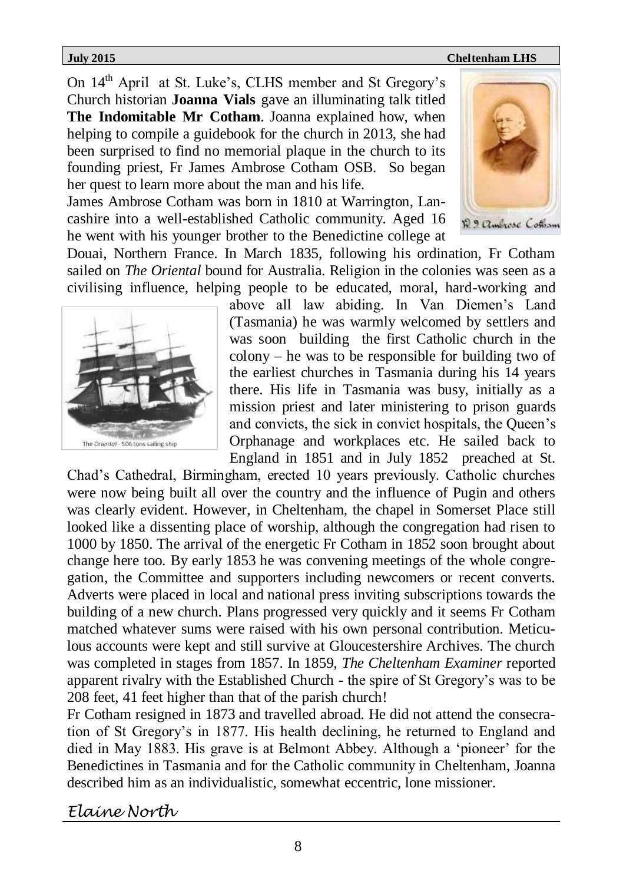On 14th April at St. Luke's, CLHS member and St Gregory's Church historian **Joanna Vials** gave an illuminating talk titled **The Indomitable Mr Cotham**. Joanna explained how, when helping to compile a guidebook for the church in 2013, she had been surprised to find no memorial plaque in the church to its founding priest, Fr James Ambrose Cotham OSB. So began her quest to learn more about the man and his life.

R. J. Ambrose Cotham

James Ambrose Cotham was born in 1810 at Warrington, Lancashire into a well-established Catholic community. Aged 16 he went with his younger brother to the Benedictine college at Douai, Northern France. In March 1835, following his ordination, Fr Cotham sailed on *The Oriental* bound for Australia. Religion in the colonies was seen as a civilising influence, helping people to be educated, moral, hard-working and above all law abiding. In Van Diemen's Land (Tasmania) he was warmly welcomed by settlers and was soon building the first Catholic church in the colony – he was to be responsible for building two of the earliest churches in Tasmania during his 14 years there. His life in Tasmania was busy, initially as a mission priest and later ministering to prison guards and convicts, the sick in convict hospitals, the Queen's Orphanage and workplaces etc. He sailed back to England in 1851 and in July 1852 preached at St. Chad's Cathedral, Birmingham, erected 10 years previously. Catholic churches were now being built all over the country and the influence of Pugin and others was clearly evident. However, in Cheltenham, the chapel in Somerset Place still looked like a dissenting place of worship, although the congregation had risen to 1000 by 1850. The arrival of the energetic Fr Cotham in 1852 soon brought about change here too. By early 1853 he was convening meetings of the whole congregation, the Committee and supporters including newcomers or recent converts. Adverts were placed in local and national press inviting subscriptions towards the building of a new church. Plans progressed very quickly and it seems Fr Cotham matched whatever sums were raised with his own personal contribution. Meticulous accounts were kept and still survive at Gloucestershire Archives. The church was completed in stages from 1857. In 1859, *The Cheltenham Examiner* reported apparent rivalry with the Established Church - the spire of St Gregory's was to be 208 feet, 41 feet higher than that of the parish church!

The *Oriental* - 506 tons sailing ship

Fr Cotham resigned in 1873 and travelled abroad. He did not attend the consecration of St Gregory's in 1877. His health declining, he returned to England and died in May 1883. His grave is at Belmont Abbey. Although a 'pioneer' for the Benedictines in Tasmania and for the Catholic community in Cheltenham, Joanna described him as an individualistic, somewhat eccentric, lone missioner.

*Elaine North*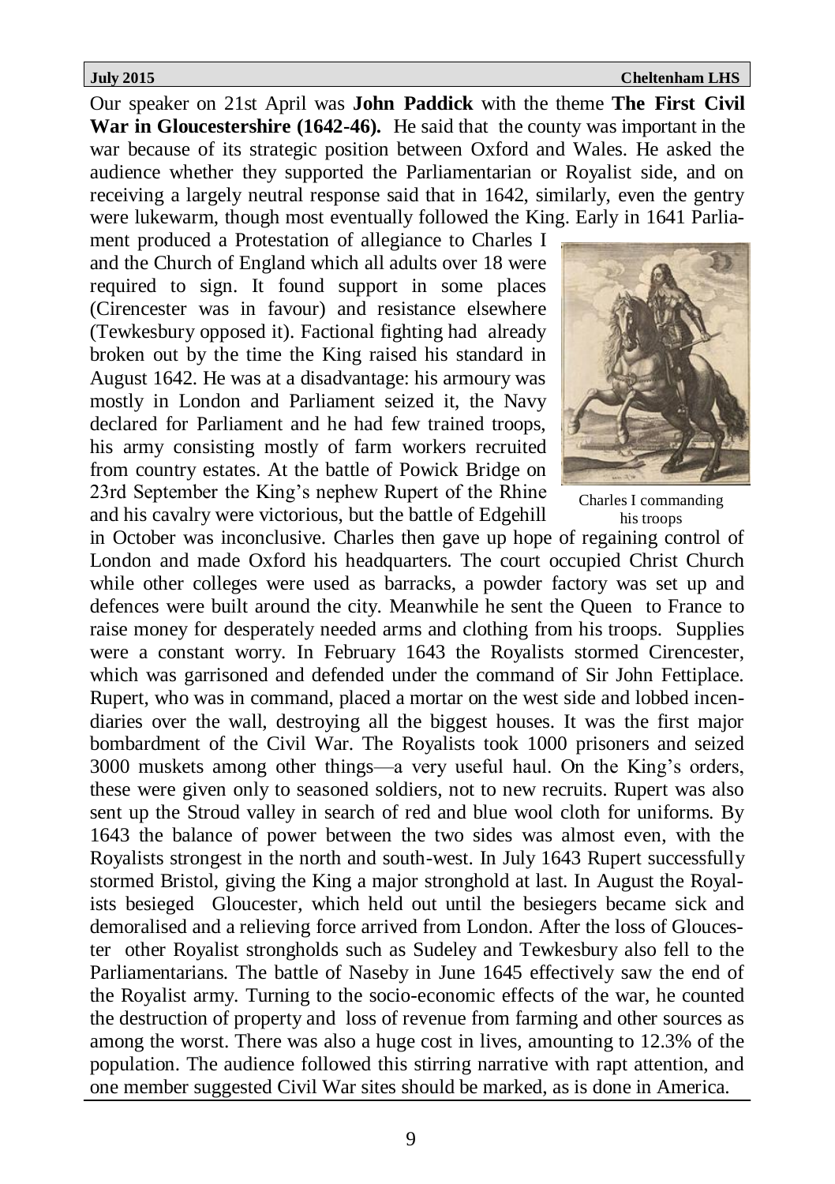Our speaker on 21st April was **John Paddick** with the theme **The First Civil War in Gloucestershire (1642-46).** He said that the county was important in the war because of its strategic position between Oxford and Wales. He asked the audience whether they supported the Parliamentarian or Royalist side, and on receiving a largely neutral response said that in 1642, similarly, even the gentry were lukewarm, though most eventually followed the King. Early in 1641 Parliament produced a Protestation of allegiance to Charles I and the Church of England which all adults over 18 were required to sign. It found support in some places (Cirencester was in favour) and resistance elsewhere (Tewkesbury opposed it). Factional fighting had already broken out by the time the King raised his standard in August 1642. He was at a disadvantage: his armoury was mostly in London and Parliament seized it, the Navy declared for Parliament and he had few trained troops, his army consisting mostly of farm workers recruited from country estates. At the battle of Powick Bridge on 23rd September the King's nephew Rupert of the Rhine and his cavalry were victorious, but the battle of Edgehill in October was inconclusive. Charles then gave up hope of regaining control of London and made Oxford his headquarters. The court occupied Christ Church while other colleges were used as barracks, a powder factory was set up and defences were built around the city. Meanwhile he sent the Queen to France to raise money for desperately needed arms and clothing from his troops. Supplies were a constant worry. In February 1643 the Royalists stormed Cirencester, which was garrisoned and defended under the command of Sir John Fettiplace. Rupert, who was in command, placed a mortar on the west side and lobbed incendiaries over the wall, destroying all the biggest houses. It was the first major bombardment of the Civil War. The Royalists took 1000 prisoners and seized 3000 muskets among other things—a very useful haul. On the King's orders, these were given only to seasoned soldiers, not to new recruits. Rupert was also sent up the Stroud valley in search of red and blue wool cloth for uniforms. By 1643 the balance of power between the two sides was almost even, with the Royalists strongest in the north and south-west. In July 1643 Rupert successfully stormed Bristol, giving the King a major stronghold at last. In August the Royalists besieged Gloucester, which held out until the besiegers became sick and demoralised and a relieving force arrived from London. After the loss of Gloucester other Royalist strongholds such as Sudeley and Tewkesbury also fell to the Parliamentarians. The battle of Naseby in June 1645 effectively saw the end of the Royalist army. Turning to the socio-economic effects of the war, he counted the destruction of property and loss of revenue from farming and other sources as among the worst. There was also a huge cost in lives, amounting to 12.3% of the population. The audience followed this stirring narrative with rapt attention, and one member suggested Civil War sites should be marked, as is done in America.

Charles I commanding his troops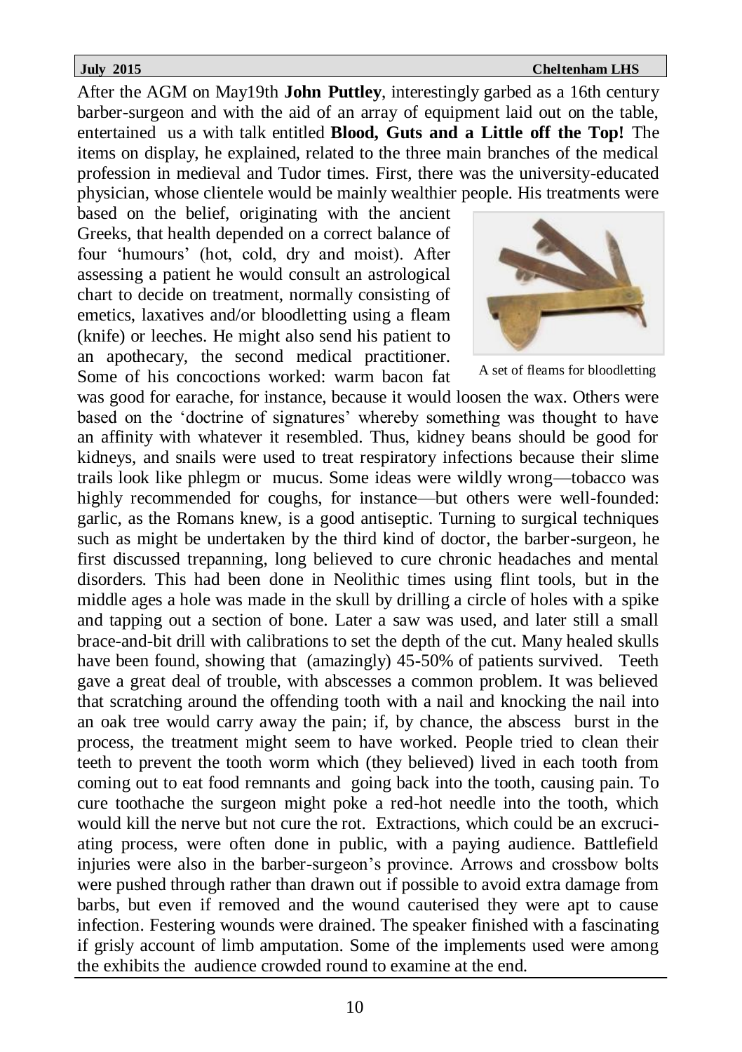After the AGM on May19th **John Puttley**, interestingly garbed as a 16th century barber-surgeon and with the aid of an array of equipment laid out on the table, entertained us a with talk entitled **Blood, Guts and a Little off the Top!** The items on display, he explained, related to the three main branches of the medical profession in medieval and Tudor times. First, there was the university-educated physician, whose clientele would be mainly wealthier people. His treatments were based on the belief, originating with the ancient Greeks, that health depended on a correct balance of four 'humours' (hot, cold, dry and moist). After assessing a patient he would consult an astrological chart to decide on treatment, normally consisting of emetics, laxatives and/or bloodletting using a fleam (knife) or leeches. He might also send his patient to an apothecary, the second medical practitioner. Some of his concoctions worked: warm bacon fat was good for earache, for instance, because it would loosen the wax. Others were based on the 'doctrine of signatures' whereby something was thought to have an affinity with whatever it resembled. Thus, kidney beans should be good for kidneys, and snails were used to treat respiratory infections because their slime trails look like phlegm or mucus. Some ideas were wildly wrong—tobacco was highly recommended for coughs, for instance—but others were well-founded: garlic, as the Romans knew, is a good antiseptic. Turning to surgical techniques such as might be undertaken by the third kind of doctor, the barber-surgeon, he first discussed trepanning, long believed to cure chronic headaches and mental disorders. This had been done in Neolithic times using flint tools, but in the middle ages a hole was made in the skull by drilling a circle of holes with a spike and tapping out a section of bone. Later a saw was used, and later still a small brace-and-bit drill with calibrations to set the depth of the cut. Many healed skulls have been found, showing that (amazingly) 45-50% of patients survived. Teeth gave a great deal of trouble, with abscesses a common problem. It was believed that scratching around the offending tooth with a nail and knocking the nail into an oak tree would carry away the pain; if, by chance, the abscess burst in the process, the treatment might seem to have worked. People tried to clean their teeth to prevent the tooth worm which (they believed) lived in each tooth from coming out to eat food remnants and going back into the tooth, causing pain. To cure toothache the surgeon might poke a red-hot needle into the tooth, which would kill the nerve but not cure the rot. Extractions, which could be an excruciating process, were often done in public, with a paying audience. Battlefield injuries were also in the barber-surgeon's province. Arrows and crossbow bolts were pushed through rather than drawn out if possible to avoid extra damage from barbs, but even if removed and the wound cauterised they were apt to cause infection. Festering wounds were drained. The speaker finished with a fascinating if grisly account of limb amputation. Some of the implements used were among the exhibits the audience crowded round to examine at the end.

A set of fleams for bloodletting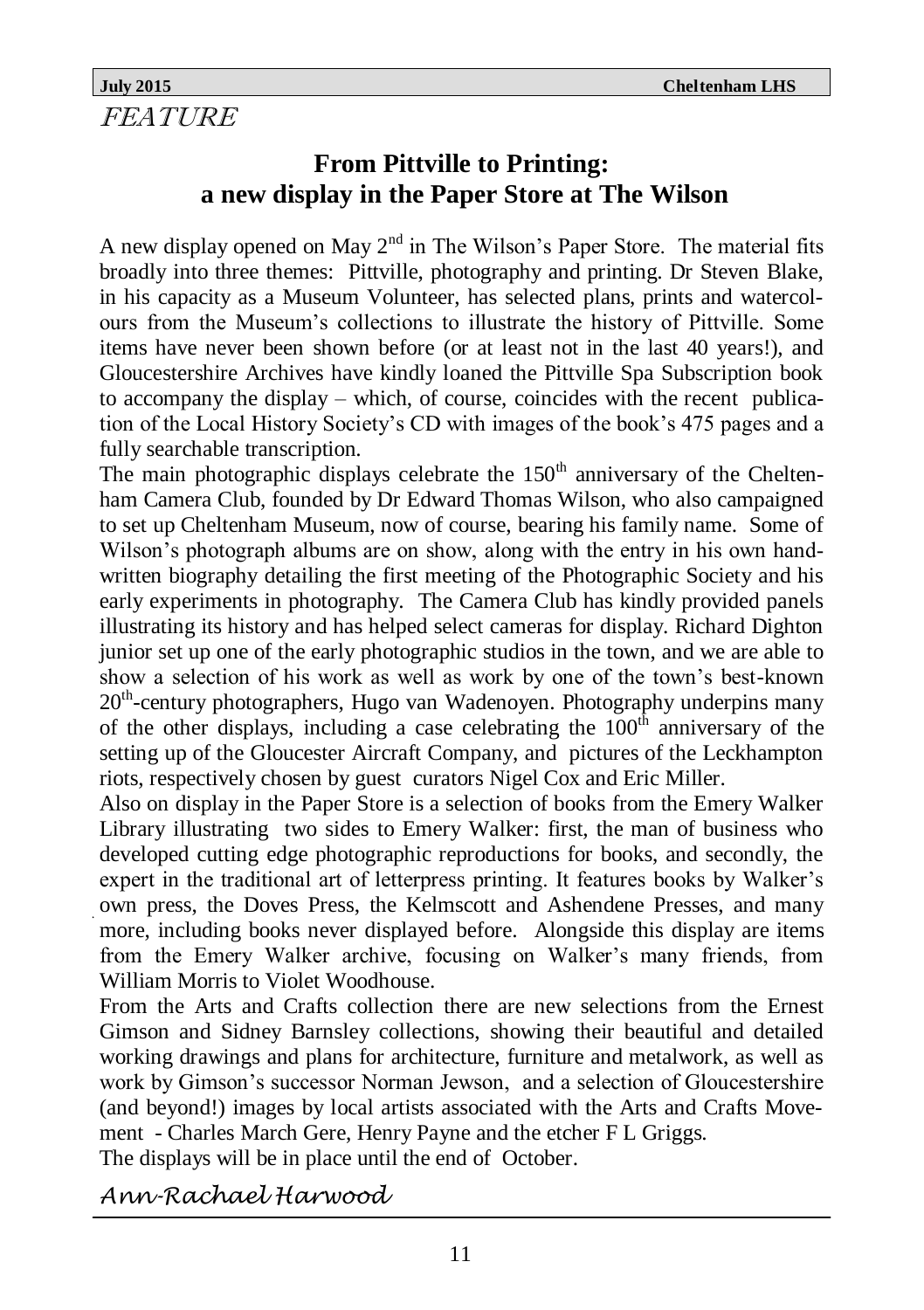*FEATURE*

## From Pittville to Printing: a new display in the Paper Store at The Wilson

A new display opened on May 2nd in The Wilson's Paper Store. The material fits broadly into three themes: Pittville, photography and printing. Dr Steven Blake, in his capacity as a Museum Volunteer, has selected plans, prints and watercolours from the Museum's collections to illustrate the history of Pittville. Some items have never been shown before (or at least not in the last 40 years!), and Gloucestershire Archives have kindly loaned the Pittville Spa Subscription book to accompany the display – which, of course, coincides with the recent publication of the Local History Society's CD with images of the book's 475 pages and a fully searchable transcription.

The main photographic displays celebrate the 150th anniversary of the Cheltenham Camera Club, founded by Dr Edward Thomas Wilson, who also campaigned to set up Cheltenham Museum, now of course, bearing his family name. Some of Wilson's photograph albums are on show, along with the entry in his own handwritten biography detailing the first meeting of the Photographic Society and his early experiments in photography. The Camera Club has kindly provided panels illustrating its history and has helped select cameras for display. Richard Dighton junior set up one of the early photographic studios in the town, and we are able to show a selection of his work as well as work by one of the town's best-known 20th-century photographers, Hugo van Wadenoyen. Photography underpins many of the other displays, including a case celebrating the 100th anniversary of the setting up of the Gloucester Aircraft Company, and pictures of the Leckhampton riots, respectively chosen by guest curators Nigel Cox and Eric Miller.

Also on display in the Paper Store is a selection of books from the Emery Walker Library illustrating two sides to Emery Walker: first, the man of business who developed cutting edge photographic reproductions for books, and secondly, the expert in the traditional art of letterpress printing. It features books by Walker's own press, the Doves Press, the Kelmscott and Ashendene Presses, and many more, including books never displayed before. Alongside this display are items from the Emery Walker archive, focusing on Walker's many friends, from William Morris to Violet Woodhouse.

From the Arts and Crafts collection there are new selections from the Ernest Gimson and Sidney Barnsley collections, showing their beautiful and detailed working drawings and plans for architecture, furniture and metalwork, as well as work by Gimson's successor Norman Jewson, and a selection of Gloucestershire (and beyond!) images by local artists associated with the Arts and Crafts Movement - Charles March Gere, Henry Payne and the etcher F L Griggs.

The displays will be in place until the end of October.

*Ann-Rachael Harwood*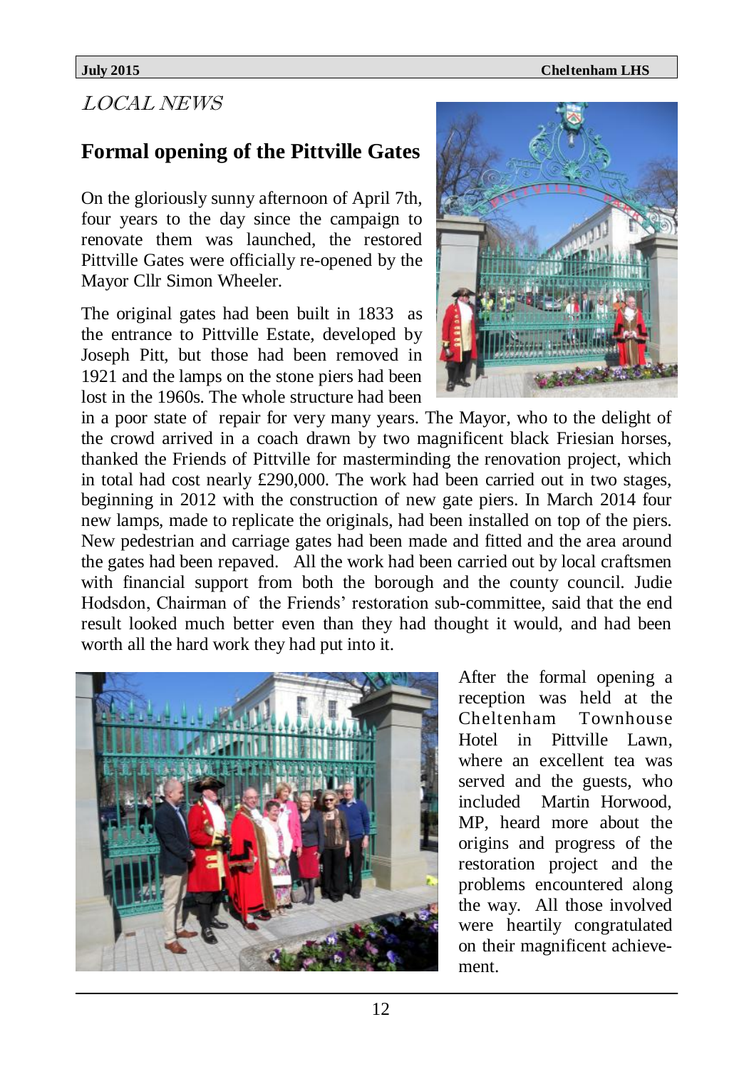*LOCAL NEWS*

## Formal opening of the Pittville Gates

On the gloriously sunny afternoon of April 7th, four years to the day since the campaign to renovate them was launched, the restored Pittville Gates were officially re-opened by the Mayor Cllr Simon Wheeler.

The original gates had been built in 1833 as the entrance to Pittville Estate, developed by Joseph Pitt, but those had been removed in 1921 and the lamps on the stone piers had been lost in the 1960s. The whole structure had been in a poor state of repair for very many years. The Mayor, who to the delight of the crowd arrived in a coach drawn by two magnificent black Friesian horses, thanked the Friends of Pittville for masterminding the renovation project, which in total had cost nearly £290,000. The work had been carried out in two stages, beginning in 2012 with the construction of new gate piers. In March 2014 four new lamps, made to replicate the originals, had been installed on top of the piers. New pedestrian and carriage gates had been made and fitted and the area around the gates had been repaved. All the work had been carried out by local craftsmen with financial support from both the borough and the county council. Judie Hodsdon, Chairman of the Friends' restoration sub-committee, said that the end result looked much better even than they had thought it would, and had been worth all the hard work they had put into it.

After the formal opening a reception was held at the Cheltenham Townhouse Hotel in Pittville Lawn, where an excellent tea was served and the guests, who included Martin Horwood, MP, heard more about the origins and progress of the restoration project and the problems encountered along the way. All those involved were heartily congratulated on their magnificent achievement.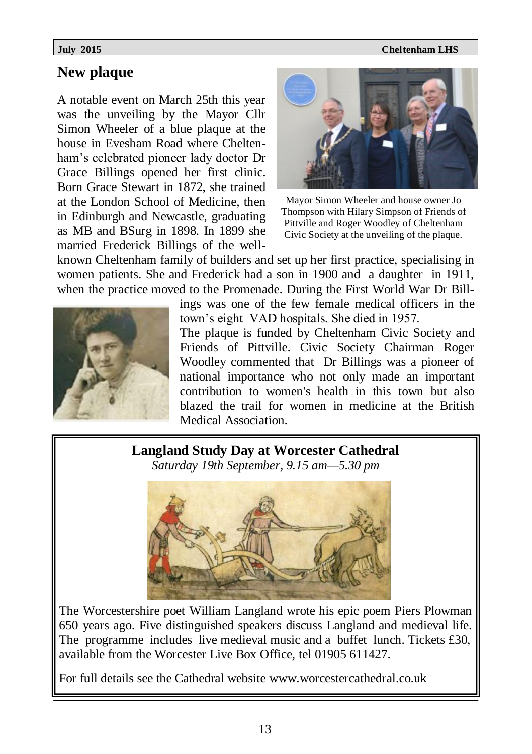## New plaque

A notable event on March 25th this year was the unveiling by the Mayor Cllr Simon Wheeler of a blue plaque at the house in Evesham Road where Cheltenham's celebrated pioneer lady doctor Dr Grace Billings opened her first clinic. Born Grace Stewart in 1872, she trained at the London School of Medicine, then in Edinburgh and Newcastle, graduating as MB and BSurg in 1898. In 1899 she married Frederick Billings of the well-known Cheltenham family of builders and set up her first practice, specialising in women patients. She and Frederick had a son in 1900 and a daughter in 1911, when the practice moved to the Promenade. During the First World War Dr Billings was one of the few female medical officers in the town's eight VAD hospitals. She died in 1957.

Mayor Simon Wheeler and house owner Jo Thompson with Hilary Simpson of Friends of Pittville and Roger Woodley of Cheltenham Civic Society at the unveiling of the plaque.

The plaque is funded by Cheltenham Civic Society and Friends of Pittville. Civic Society Chairman Roger Woodley commented that Dr Billings was a pioneer of national importance who not only made an important contribution to women's health in this town but also blazed the trail for women in medicine at the British Medical Association.

### Langland Study Day at Worcester Cathedral

*Saturday 19th September, 9.15 am—5.30 pm*

The Worcestershire poet William Langland wrote his epic poem Piers Plowman 650 years ago. Five distinguished speakers discuss Langland and medieval life. The programme includes live medieval music and a buffet lunch. Tickets £30, available from the Worcester Live Box Office, tel 01905 611427.

For full details see the Cathedral website www.worcestercathedral.co.uk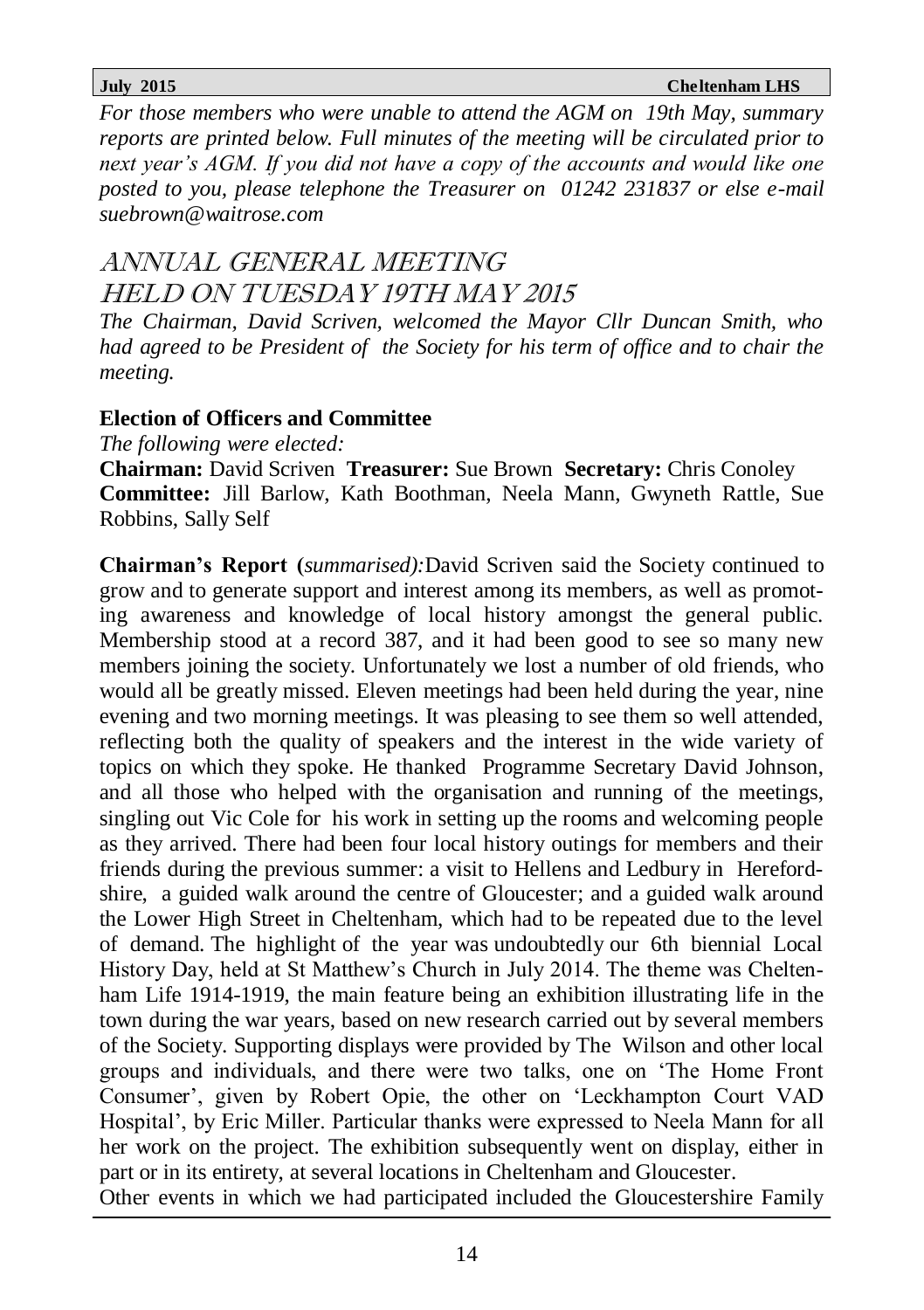*For those members who were unable to attend the AGM on 19th May, summary reports are printed below. Full minutes of the meeting will be circulated prior to next year's AGM. If you did not have a copy of the accounts and would like one posted to you, please telephone the Treasurer on 01242 231837 or else e-mail suebrown@waitrose.com*

# ANNUAL GENERAL MEETING HELD ON TUESDAY 19TH MAY 2015

*The Chairman, David Scriven, welcomed the Mayor Cllr Duncan Smith, who had agreed to be President of the Society for his term of office and to chair the meeting.*

**Election of Officers and Committee**

*The following were elected:*

**Chairman:** David Scriven **Treasurer:** Sue Brown **Secretary:** Chris Conoley
**Committee:** Jill Barlow, Kath Boothman, Neela Mann, Gwyneth Rattle, Sue Robbins, Sally Self

**Chairman's Report (***summarised):* David Scriven said the Society continued to grow and to generate support and interest among its members, as well as promoting awareness and knowledge of local history amongst the general public. Membership stood at a record 387, and it had been good to see so many new members joining the society. Unfortunately we lost a number of old friends, who would all be greatly missed. Eleven meetings had been held during the year, nine evening and two morning meetings. It was pleasing to see them so well attended, reflecting both the quality of speakers and the interest in the wide variety of topics on which they spoke. He thanked Programme Secretary David Johnson, and all those who helped with the organisation and running of the meetings, singling out Vic Cole for his work in setting up the rooms and welcoming people as they arrived. There had been four local history outings for members and their friends during the previous summer: a visit to Hellens and Ledbury in Herefordshire, a guided walk around the centre of Gloucester; and a guided walk around the Lower High Street in Cheltenham, which had to be repeated due to the level of demand. The highlight of the year was undoubtedly our 6th biennial Local History Day, held at St Matthew's Church in July 2014. The theme was Cheltenham Life 1914-1919, the main feature being an exhibition illustrating life in the town during the war years, based on new research carried out by several members of the Society. Supporting displays were provided by The Wilson and other local groups and individuals, and there were two talks, one on 'The Home Front Consumer', given by Robert Opie, the other on 'Leckhampton Court VAD Hospital', by Eric Miller. Particular thanks were expressed to Neela Mann for all her work on the project. The exhibition subsequently went on display, either in part or in its entirety, at several locations in Cheltenham and Gloucester.

Other events in which we had participated included the Gloucestershire Family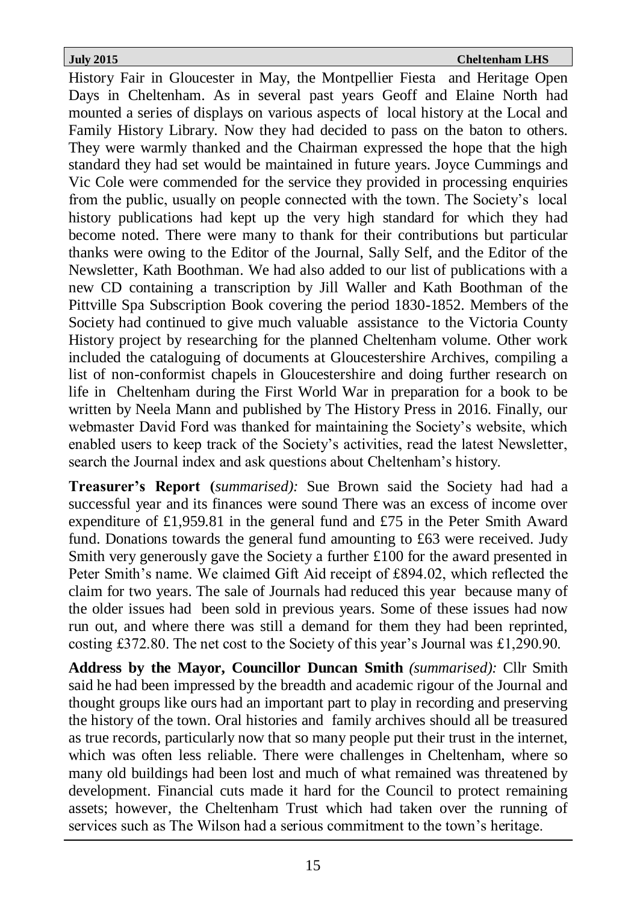History Fair in Gloucester in May, the Montpellier Fiesta and Heritage Open Days in Cheltenham. As in several past years Geoff and Elaine North had mounted a series of displays on various aspects of local history at the Local and Family History Library. Now they had decided to pass on the baton to others. They were warmly thanked and the Chairman expressed the hope that the high standard they had set would be maintained in future years. Joyce Cummings and Vic Cole were commended for the service they provided in processing enquiries from the public, usually on people connected with the town. The Society's local history publications had kept up the very high standard for which they had become noted. There were many to thank for their contributions but particular thanks were owing to the Editor of the Journal, Sally Self, and the Editor of the Newsletter, Kath Boothman. We had also added to our list of publications with a new CD containing a transcription by Jill Waller and Kath Boothman of the Pittville Spa Subscription Book covering the period 1830-1852. Members of the Society had continued to give much valuable assistance to the Victoria County History project by researching for the planned Cheltenham volume. Other work included the cataloguing of documents at Gloucestershire Archives, compiling a list of non-conformist chapels in Gloucestershire and doing further research on life in Cheltenham during the First World War in preparation for a book to be written by Neela Mann and published by The History Press in 2016. Finally, our webmaster David Ford was thanked for maintaining the Society's website, which enabled users to keep track of the Society's activities, read the latest Newsletter, search the Journal index and ask questions about Cheltenham's history.

**Treasurer's Report** (*summarised):* Sue Brown said the Society had had a successful year and its finances were sound There was an excess of income over expenditure of £1,959.81 in the general fund and £75 in the Peter Smith Award fund. Donations towards the general fund amounting to £63 were received. Judy Smith very generously gave the Society a further £100 for the award presented in Peter Smith's name. We claimed Gift Aid receipt of £894.02, which reflected the claim for two years. The sale of Journals had reduced this year because many of the older issues had been sold in previous years. Some of these issues had now run out, and where there was still a demand for them they had been reprinted, costing £372.80. The net cost to the Society of this year's Journal was £1,290.90.

**Address by the Mayor, Councillor Duncan Smith** *(summarised):* Cllr Smith said he had been impressed by the breadth and academic rigour of the Journal and thought groups like ours had an important part to play in recording and preserving the history of the town. Oral histories and family archives should all be treasured as true records, particularly now that so many people put their trust in the internet, which was often less reliable. There were challenges in Cheltenham, where so many old buildings had been lost and much of what remained was threatened by development. Financial cuts made it hard for the Council to protect remaining assets; however, the Cheltenham Trust which had taken over the running of services such as The Wilson had a serious commitment to the town's heritage.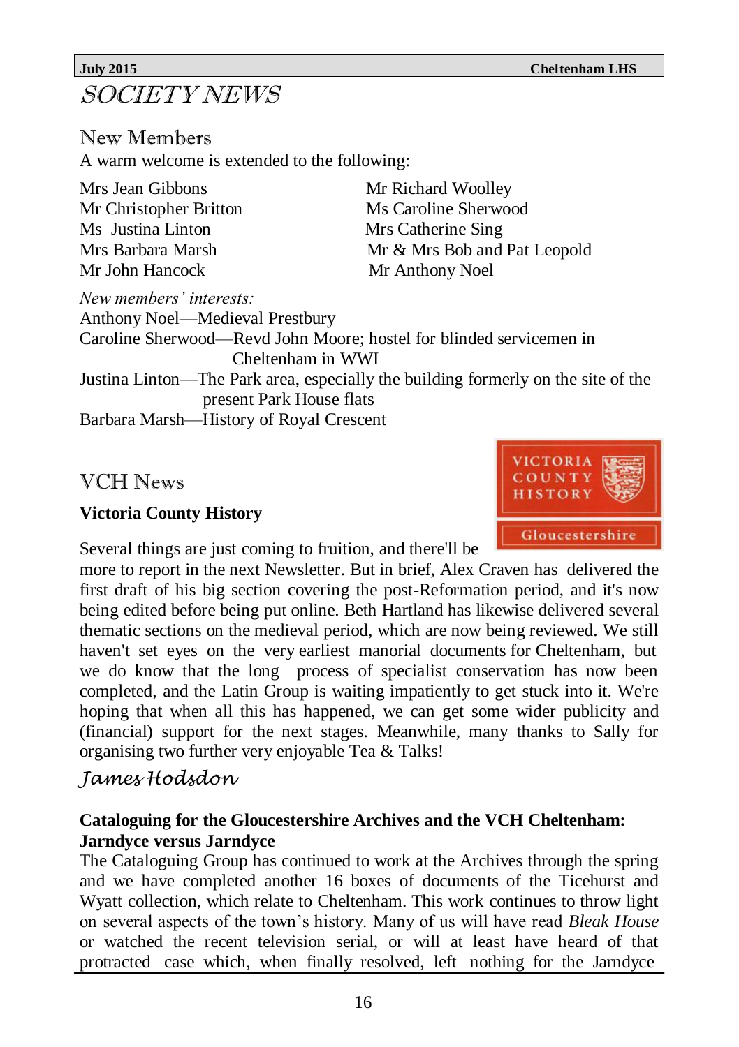# SOCIETY NEWS

## New Members

A warm welcome is extended to the following:

Mrs Jean Gibbons
Mr Christopher Britton
Ms Justina Linton
Mrs Barbara Marsh
Mr John Hancock
Mr Richard Woolley
Ms Caroline Sherwood
Mrs Catherine Sing
Mr & Mrs Bob and Pat Leopold
Mr Anthony Noel

*New members' interests:*

Anthony Noel—Medieval Prestbury
Caroline Sherwood—Revd John Moore; hostel for blinded servicemen in Cheltenham in WWI
Justina Linton—The Park area, especially the building formerly on the site of the present Park House flats
Barbara Marsh—History of Royal Crescent

## VCH News

**Victoria County History**

Several things are just coming to fruition, and there'll be more to report in the next Newsletter. But in brief, Alex Craven has delivered the first draft of his big section covering the post-Reformation period, and it's now being edited before being put online. Beth Hartland has likewise delivered several thematic sections on the medieval period, which are now being reviewed. We still haven't set eyes on the very earliest manorial documents for Cheltenham, but we do know that the long process of specialist conservation has now been completed, and the Latin Group is waiting impatiently to get stuck into it. We're hoping that when all this has happened, we can get some wider publicity and (financial) support for the next stages. Meanwhile, many thanks to Sally for organising two further very enjoyable Tea & Talks!

*James Hodsdon*

**Cataloguing for the Gloucestershire Archives and the VCH Cheltenham: Jarndyce versus Jarndyce**

The Cataloguing Group has continued to work at the Archives through the spring and we have completed another 16 boxes of documents of the Ticehurst and Wyatt collection, which relate to Cheltenham. This work continues to throw light on several aspects of the town's history. Many of us will have read *Bleak House* or watched the recent television serial, or will at least have heard of that protracted case which, when finally resolved, left nothing for the Jarndyce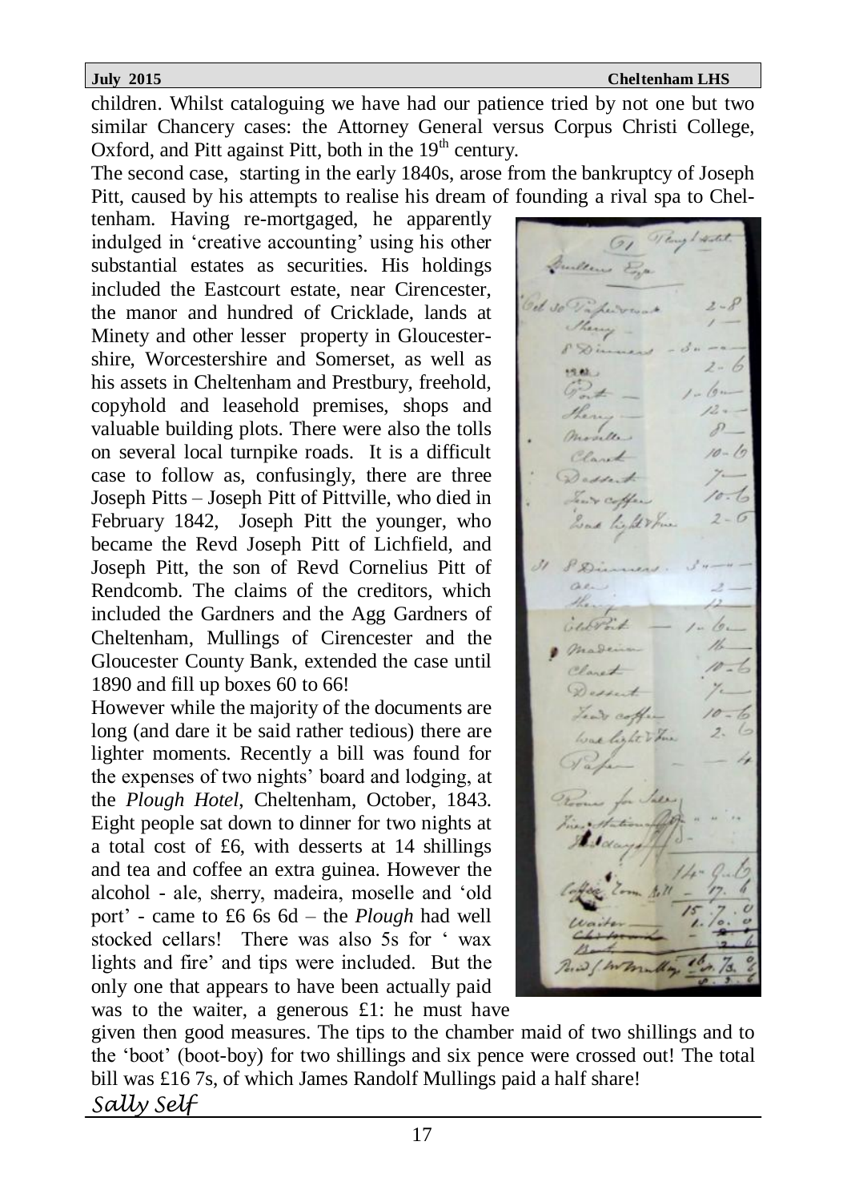children. Whilst cataloguing we have had our patience tried by not one but two similar Chancery cases: the Attorney General versus Corpus Christi College, Oxford, and Pitt against Pitt, both in the 19th century.

The second case, starting in the early 1840s, arose from the bankruptcy of Joseph Pitt, caused by his attempts to realise his dream of founding a rival spa to Cheltenham. Having re-mortgaged, he apparently indulged in 'creative accounting' using his other substantial estates as securities. His holdings included the Eastcourt estate, near Cirencester, the manor and hundred of Cricklade, lands at Minety and other lesser property in Gloucestershire, Worcestershire and Somerset, as well as his assets in Cheltenham and Prestbury, freehold, copyhold and leasehold premises, shops and valuable building plots. There were also the tolls on several local turnpike roads. It is a difficult case to follow as, confusingly, there are three Joseph Pitts – Joseph Pitt of Pittville, who died in February 1842, Joseph Pitt the younger, who became the Revd Joseph Pitt of Lichfield, and Joseph Pitt, the son of Revd Cornelius Pitt of Rendcomb. The claims of the creditors, which included the Gardners and the Agg Gardners of Cheltenham, Mullings of Cirencester and the Gloucester County Bank, extended the case until 1890 and fill up boxes 60 to 66!

However while the majority of the documents are long (and dare it be said rather tedious) there are lighter moments. Recently a bill was found for the expenses of two nights' board and lodging, at the *Plough Hotel*, Cheltenham, October, 1843. Eight people sat down to dinner for two nights at a total cost of £6, with desserts at 14 shillings and tea and coffee an extra guinea. However the alcohol - ale, sherry, madeira, moselle and 'old port' - came to £6 6s 6d – the *Plough* had well stocked cellars! There was also 5s for ' wax lights and fire' and tips were included. But the only one that appears to have been actually paid was to the waiter, a generous £1: he must have given then good measures. The tips to the chamber maid of two shillings and to the 'boot' (boot-boy) for two shillings and six pence were crossed out! The total bill was £16 7s, of which James Randolf Mullings paid a half share!

*Sally Self*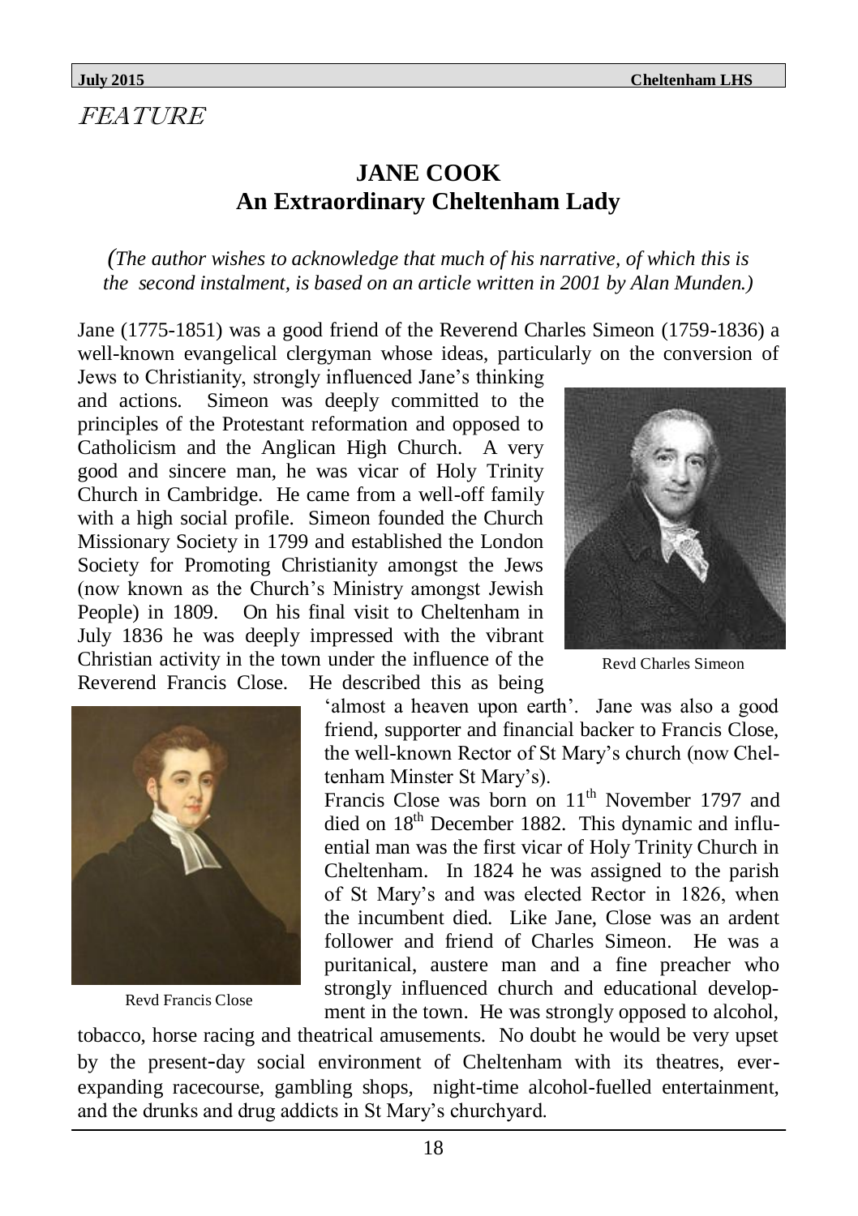*FEATURE*

## JANE COOK
## An Extraordinary Cheltenham Lady

*(The author wishes to acknowledge that much of his narrative, of which this is the second instalment, is based on an article written in 2001 by Alan Munden.)*

Jane (1775-1851) was a good friend of the Reverend Charles Simeon (1759-1836) a well-known evangelical clergyman whose ideas, particularly on the conversion of Jews to Christianity, strongly influenced Jane's thinking and actions. Simeon was deeply committed to the principles of the Protestant reformation and opposed to Catholicism and the Anglican High Church. A very good and sincere man, he was vicar of Holy Trinity Church in Cambridge. He came from a well-off family with a high social profile. Simeon founded the Church Missionary Society in 1799 and established the London Society for Promoting Christianity amongst the Jews (now known as the Church's Ministry amongst Jewish People) in 1809. On his final visit to Cheltenham in July 1836 he was deeply impressed with the vibrant Christian activity in the town under the influence of the Reverend Francis Close. He described this as being 'almost a heaven upon earth'. Jane was also a good friend, supporter and financial backer to Francis Close, the well-known Rector of St Mary's church (now Cheltenham Minster St Mary's).

Revd Charles Simeon

Revd Francis Close

Francis Close was born on 11th November 1797 and died on 18th December 1882. This dynamic and influential man was the first vicar of Holy Trinity Church in Cheltenham. In 1824 he was assigned to the parish of St Mary's and was elected Rector in 1826, when the incumbent died. Like Jane, Close was an ardent follower and friend of Charles Simeon. He was a puritanical, austere man and a fine preacher who strongly influenced church and educational development in the town. He was strongly opposed to alcohol, tobacco, horse racing and theatrical amusements. No doubt he would be very upset by the present-day social environment of Cheltenham with its theatres, ever-expanding racecourse, gambling shops, night-time alcohol-fuelled entertainment, and the drunks and drug addicts in St Mary's churchyard.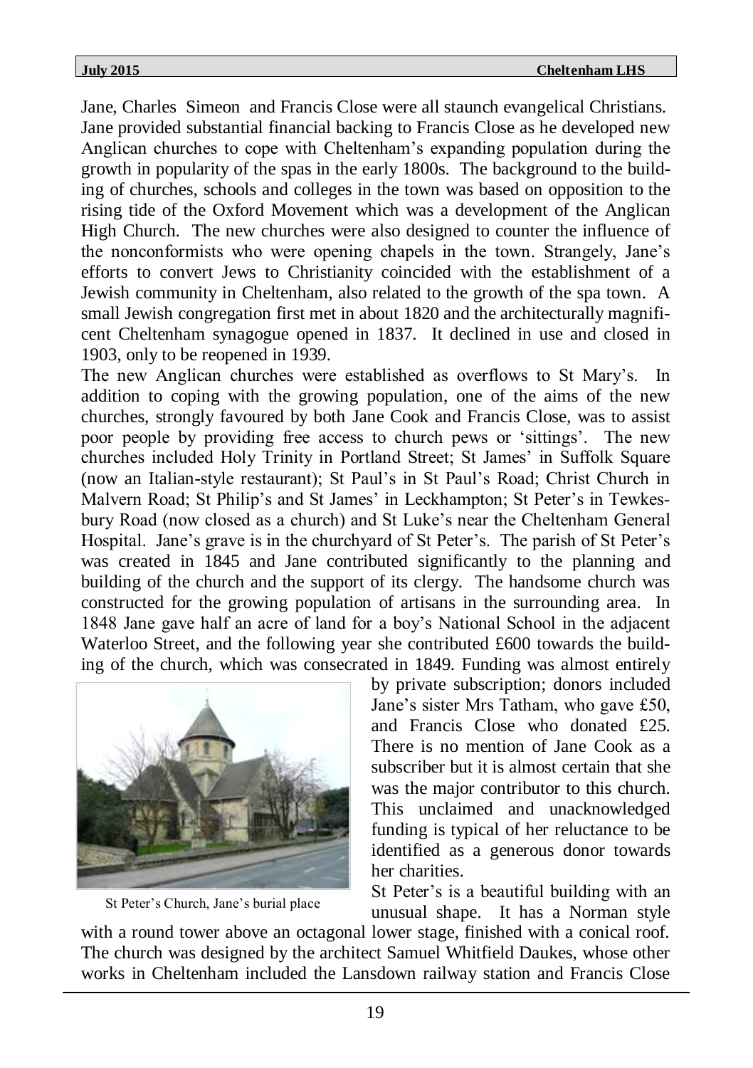Jane, Charles Simeon and Francis Close were all staunch evangelical Christians. Jane provided substantial financial backing to Francis Close as he developed new Anglican churches to cope with Cheltenham's expanding population during the growth in popularity of the spas in the early 1800s. The background to the building of churches, schools and colleges in the town was based on opposition to the rising tide of the Oxford Movement which was a development of the Anglican High Church. The new churches were also designed to counter the influence of the nonconformists who were opening chapels in the town. Strangely, Jane's efforts to convert Jews to Christianity coincided with the establishment of a Jewish community in Cheltenham, also related to the growth of the spa town. A small Jewish congregation first met in about 1820 and the architecturally magnificent Cheltenham synagogue opened in 1837. It declined in use and closed in 1903, only to be reopened in 1939.

The new Anglican churches were established as overflows to St Mary's. In addition to coping with the growing population, one of the aims of the new churches, strongly favoured by both Jane Cook and Francis Close, was to assist poor people by providing free access to church pews or 'sittings'. The new churches included Holy Trinity in Portland Street; St James' in Suffolk Square (now an Italian-style restaurant); St Paul's in St Paul's Road; Christ Church in Malvern Road; St Philip's and St James' in Leckhampton; St Peter's in Tewkesbury Road (now closed as a church) and St Luke's near the Cheltenham General Hospital. Jane's grave is in the churchyard of St Peter's. The parish of St Peter's was created in 1845 and Jane contributed significantly to the planning and building of the church and the support of its clergy. The handsome church was constructed for the growing population of artisans in the surrounding area. In 1848 Jane gave half an acre of land for a boy's National School in the adjacent Waterloo Street, and the following year she contributed £600 towards the building of the church, which was consecrated in 1849. Funding was almost entirely by private subscription; donors included Jane's sister Mrs Tatham, who gave £50, and Francis Close who donated £25. There is no mention of Jane Cook as a subscriber but it is almost certain that she was the major contributor to this church. This unclaimed and unacknowledged funding is typical of her reluctance to be identified as a generous donor towards her charities.

St Peter's Church, Jane's burial place

St Peter's is a beautiful building with an unusual shape. It has a Norman style with a round tower above an octagonal lower stage, finished with a conical roof. The church was designed by the architect Samuel Whitfield Daukes, whose other works in Cheltenham included the Lansdown railway station and Francis Close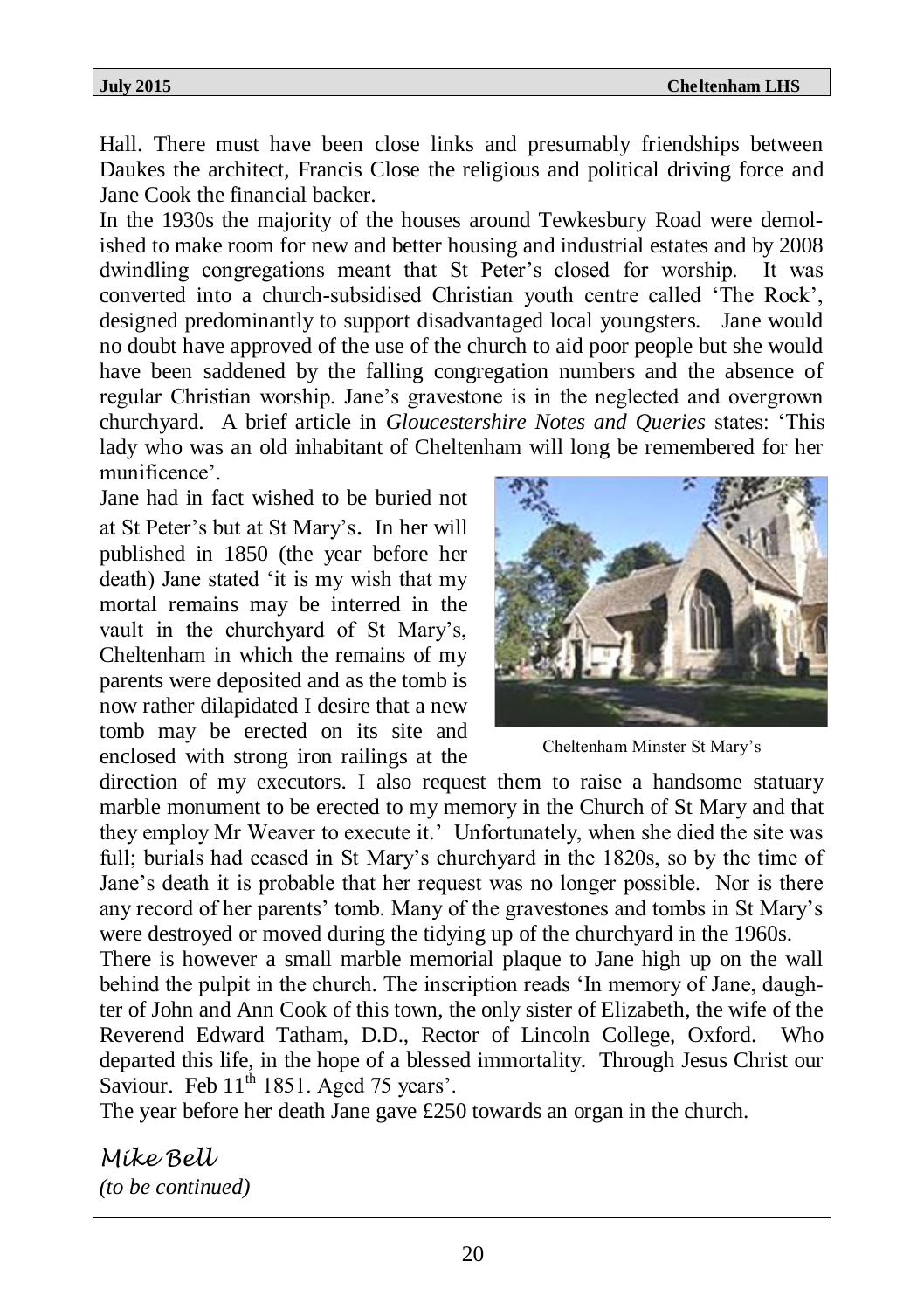Hall. There must have been close links and presumably friendships between Daukes the architect, Francis Close the religious and political driving force and Jane Cook the financial backer.

In the 1930s the majority of the houses around Tewkesbury Road were demolished to make room for new and better housing and industrial estates and by 2008 dwindling congregations meant that St Peter's closed for worship. It was converted into a church-subsidised Christian youth centre called 'The Rock', designed predominantly to support disadvantaged local youngsters. Jane would no doubt have approved of the use of the church to aid poor people but she would have been saddened by the falling congregation numbers and the absence of regular Christian worship. Jane's gravestone is in the neglected and overgrown churchyard. A brief article in *Gloucestershire Notes and Queries* states: 'This lady who was an old inhabitant of Cheltenham will long be remembered for her munificence'.

Jane had in fact wished to be buried not at St Peter's but at St Mary's. In her will published in 1850 (the year before her death) Jane stated 'it is my wish that my mortal remains may be interred in the vault in the churchyard of St Mary's, Cheltenham in which the remains of my parents were deposited and as the tomb is now rather dilapidated I desire that a new tomb may be erected on its site and enclosed with strong iron railings at the direction of my executors. I also request them to raise a handsome statuary marble monument to be erected to my memory in the Church of St Mary and that they employ Mr Weaver to execute it.' Unfortunately, when she died the site was full; burials had ceased in St Mary's churchyard in the 1820s, so by the time of Jane's death it is probable that her request was no longer possible. Nor is there any record of her parents' tomb. Many of the gravestones and tombs in St Mary's were destroyed or moved during the tidying up of the churchyard in the 1960s.

Cheltenham Minster St Mary's

There is however a small marble memorial plaque to Jane high up on the wall behind the pulpit in the church. The inscription reads 'In memory of Jane, daughter of John and Ann Cook of this town, the only sister of Elizabeth, the wife of the Reverend Edward Tatham, D.D., Rector of Lincoln College, Oxford. Who departed this life, in the hope of a blessed immortality. Through Jesus Christ our Saviour. Feb 11th 1851. Aged 75 years'.

The year before her death Jane gave £250 towards an organ in the church.

*Mike Bell*

*(to be continued)*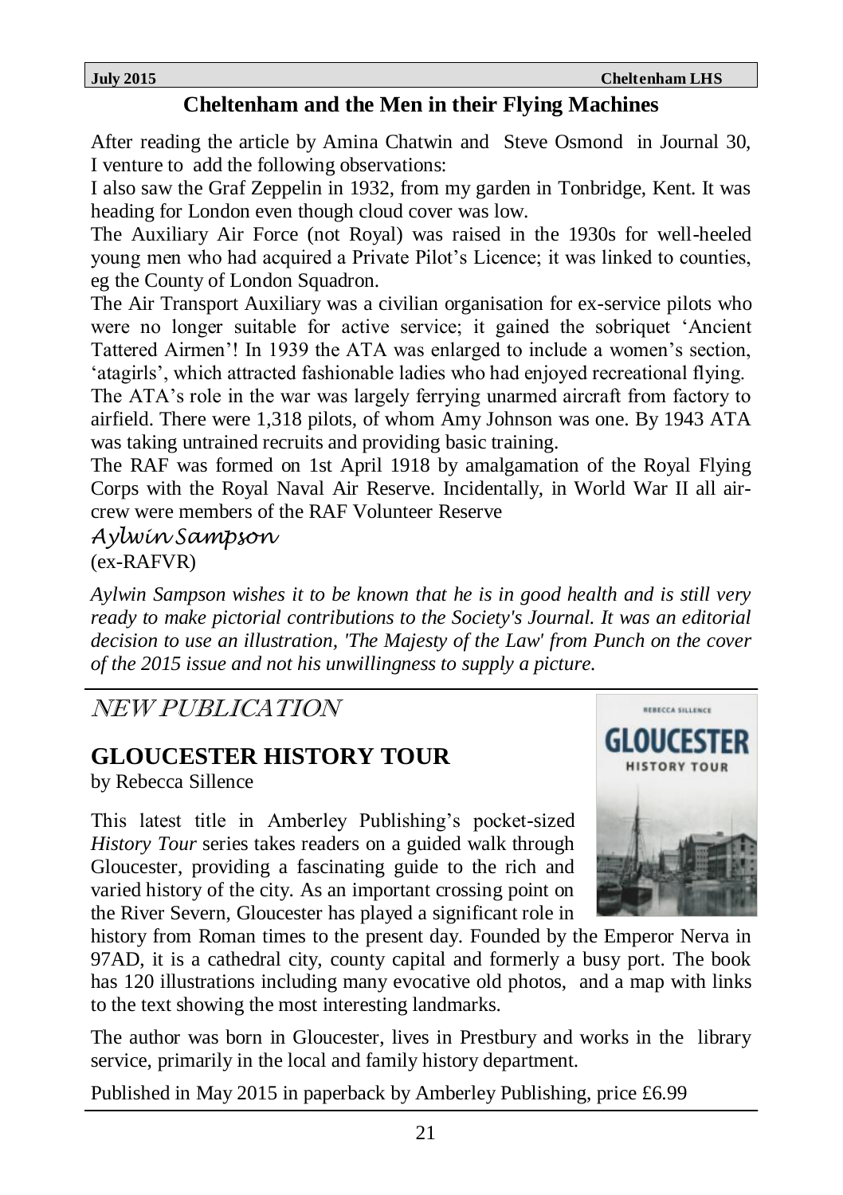## Cheltenham and the Men in their Flying Machines

After reading the article by Amina Chatwin and Steve Osmond in Journal 30, I venture to add the following observations:

I also saw the Graf Zeppelin in 1932, from my garden in Tonbridge, Kent. It was heading for London even though cloud cover was low.

The Auxiliary Air Force (not Royal) was raised in the 1930s for well-heeled young men who had acquired a Private Pilot's Licence; it was linked to counties, eg the County of London Squadron.

The Air Transport Auxiliary was a civilian organisation for ex-service pilots who were no longer suitable for active service; it gained the sobriquet 'Ancient Tattered Airmen'! In 1939 the ATA was enlarged to include a women's section, 'atagirls', which attracted fashionable ladies who had enjoyed recreational flying.

The ATA's role in the war was largely ferrying unarmed aircraft from factory to airfield. There were 1,318 pilots, of whom Amy Johnson was one. By 1943 ATA was taking untrained recruits and providing basic training.

The RAF was formed on 1st April 1918 by amalgamation of the Royal Flying Corps with the Royal Naval Air Reserve. Incidentally, in World War II all air-crew were members of the RAF Volunteer Reserve

*Aylwin Sampson*

(ex-RAFVR)

*Aylwin Sampson wishes it to be known that he is in good health and is still very ready to make pictorial contributions to the Society's Journal. It was an editorial decision to use an illustration, 'The Majesty of the Law' from Punch on the cover of the 2015 issue and not his unwillingness to supply a picture.*

---

# NEW PUBLICATION

## GLOUCESTER HISTORY TOUR

by Rebecca Sillence

This latest title in Amberley Publishing's pocket-sized *History Tour* series takes readers on a guided walk through Gloucester, providing a fascinating guide to the rich and varied history of the city. As an important crossing point on the River Severn, Gloucester has played a significant role in history from Roman times to the present day. Founded by the Emperor Nerva in 97AD, it is a cathedral city, county capital and formerly a busy port. The book has 120 illustrations including many evocative old photos, and a map with links to the text showing the most interesting landmarks.

The author was born in Gloucester, lives in Prestbury and works in the library service, primarily in the local and family history department.

Published in May 2015 in paperback by Amberley Publishing, price £6.99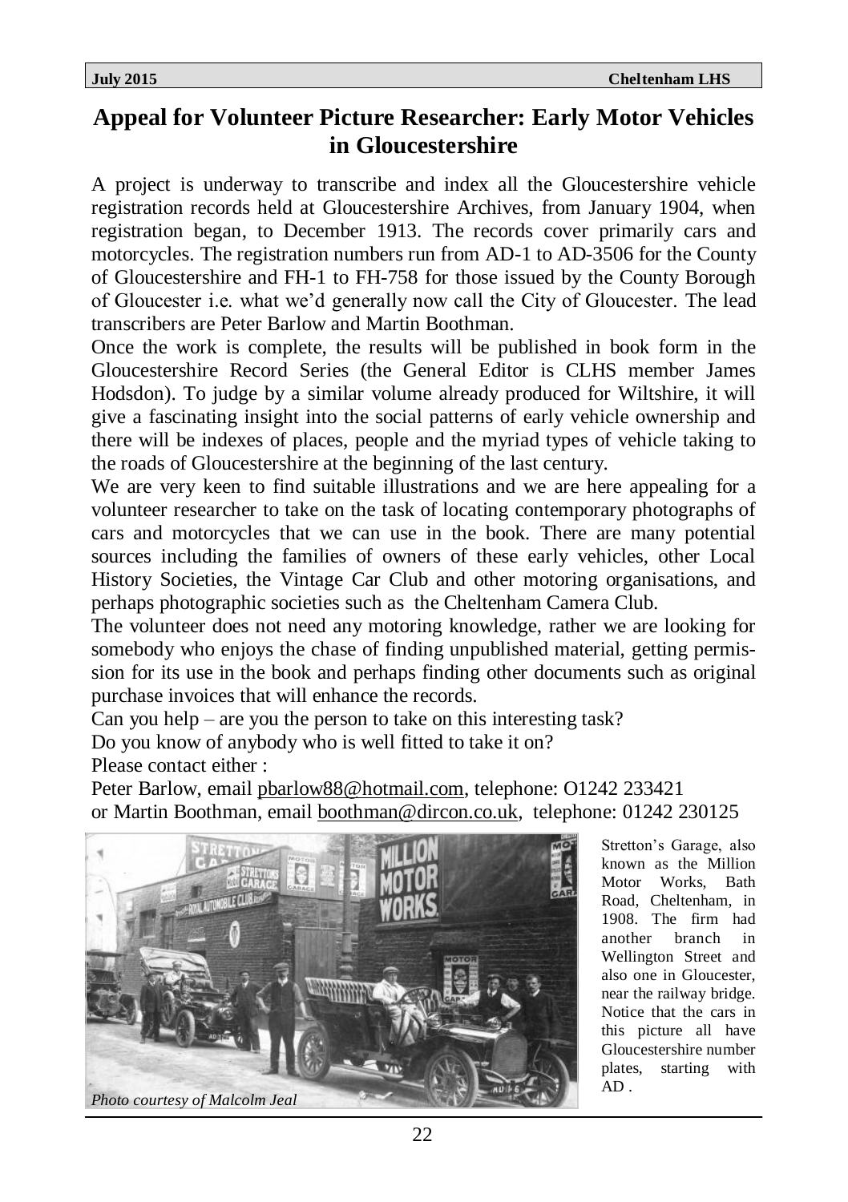# Appeal for Volunteer Picture Researcher: Early Motor Vehicles in Gloucestershire

A project is underway to transcribe and index all the Gloucestershire vehicle registration records held at Gloucestershire Archives, from January 1904, when registration began, to December 1913. The records cover primarily cars and motorcycles. The registration numbers run from AD-1 to AD-3506 for the County of Gloucestershire and FH-1 to FH-758 for those issued by the County Borough of Gloucester i.e. what we'd generally now call the City of Gloucester. The lead transcribers are Peter Barlow and Martin Boothman.

Once the work is complete, the results will be published in book form in the Gloucestershire Record Series (the General Editor is CLHS member James Hodsdon). To judge by a similar volume already produced for Wiltshire, it will give a fascinating insight into the social patterns of early vehicle ownership and there will be indexes of places, people and the myriad types of vehicle taking to the roads of Gloucestershire at the beginning of the last century.

We are very keen to find suitable illustrations and we are here appealing for a volunteer researcher to take on the task of locating contemporary photographs of cars and motorcycles that we can use in the book. There are many potential sources including the families of owners of these early vehicles, other Local History Societies, the Vintage Car Club and other motoring organisations, and perhaps photographic societies such as the Cheltenham Camera Club.

The volunteer does not need any motoring knowledge, rather we are looking for somebody who enjoys the chase of finding unpublished material, getting permission for its use in the book and perhaps finding other documents such as original purchase invoices that will enhance the records.

Can you help – are you the person to take on this interesting task?

Do you know of anybody who is well fitted to take it on?

Please contact either :

Peter Barlow, email pbarlow88@hotmail.com, telephone: O1242 233421
or Martin Boothman, email boothman@dircon.co.uk, telephone: 01242 230125

*Photo courtesy of Malcolm Jeal*

Stretton's Garage, also known as the Million Motor Works, Bath Road, Cheltenham, in 1908. The firm had another branch in Wellington Street and also one in Gloucester, near the railway bridge. Notice that the cars in this picture all have Gloucestershire number plates, starting with AD .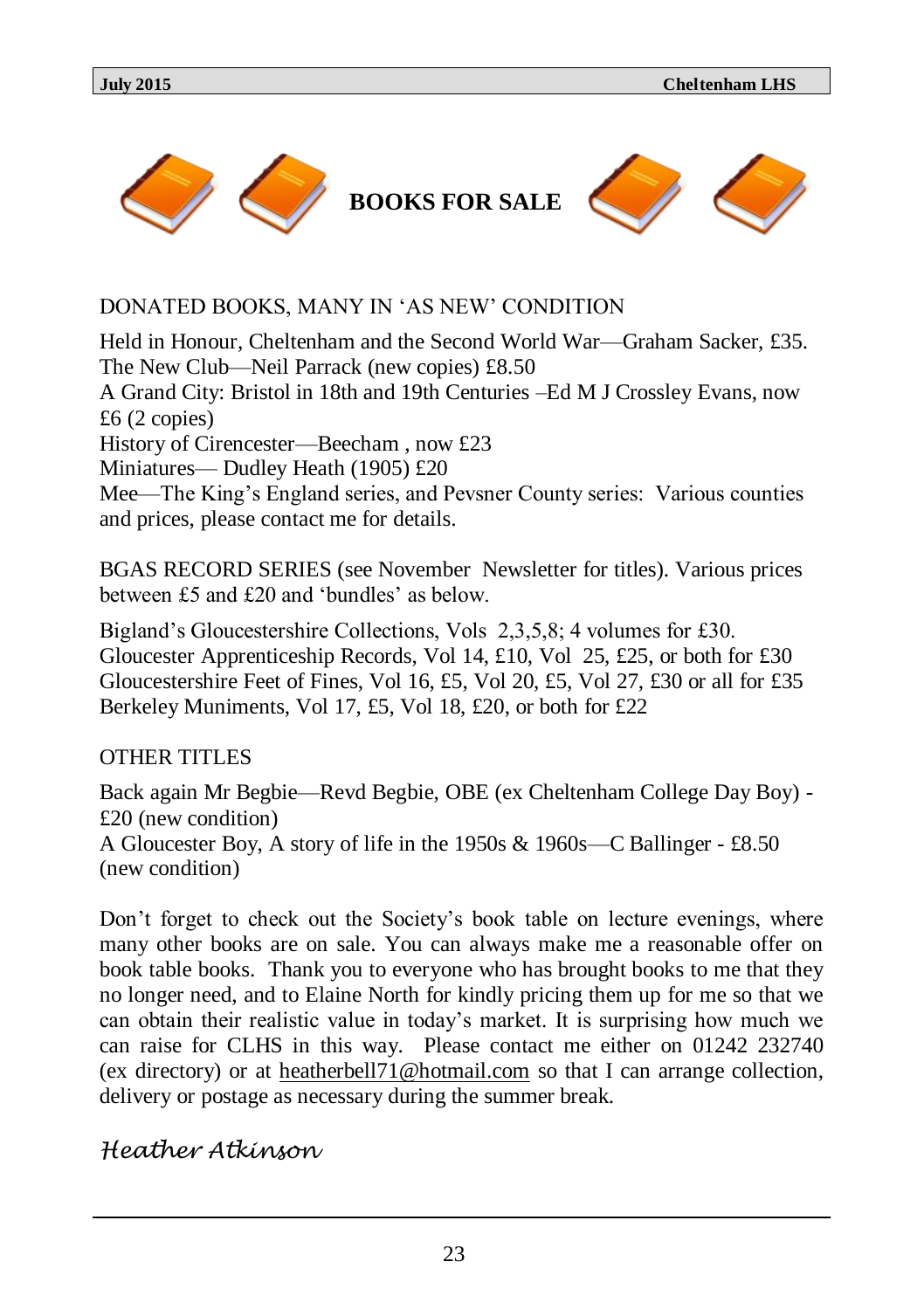# BOOKS FOR SALE

DONATED BOOKS, MANY IN 'AS NEW' CONDITION

Held in Honour, Cheltenham and the Second World War—Graham Sacker, £35.
The New Club—Neil Parrack (new copies) £8.50
A Grand City: Bristol in 18th and 19th Centuries –Ed M J Crossley Evans, now £6 (2 copies)
History of Cirencester—Beecham , now £23
Miniatures— Dudley Heath (1905) £20
Mee—The King's England series, and Pevsner County series: Various counties and prices, please contact me for details.

BGAS RECORD SERIES (see November Newsletter for titles). Various prices between £5 and £20 and 'bundles' as below.

Bigland's Gloucestershire Collections, Vols 2,3,5,8; 4 volumes for £30.
Gloucester Apprenticeship Records, Vol 14, £10, Vol 25, £25, or both for £30
Gloucestershire Feet of Fines, Vol 16, £5, Vol 20, £5, Vol 27, £30 or all for £35
Berkeley Muniments, Vol 17, £5, Vol 18, £20, or both for £22

OTHER TITLES

Back again Mr Begbie—Revd Begbie, OBE (ex Cheltenham College Day Boy) - £20 (new condition)
A Gloucester Boy, A story of life in the 1950s & 1960s—C Ballinger - £8.50 (new condition)

Don't forget to check out the Society's book table on lecture evenings, where many other books are on sale. You can always make me a reasonable offer on book table books. Thank you to everyone who has brought books to me that they no longer need, and to Elaine North for kindly pricing them up for me so that we can obtain their realistic value in today's market. It is surprising how much we can raise for CLHS in this way. Please contact me either on 01242 232740 (ex directory) or at heatherbell71@hotmail.com so that I can arrange collection, delivery or postage as necessary during the summer break.

*Heather Atkinson*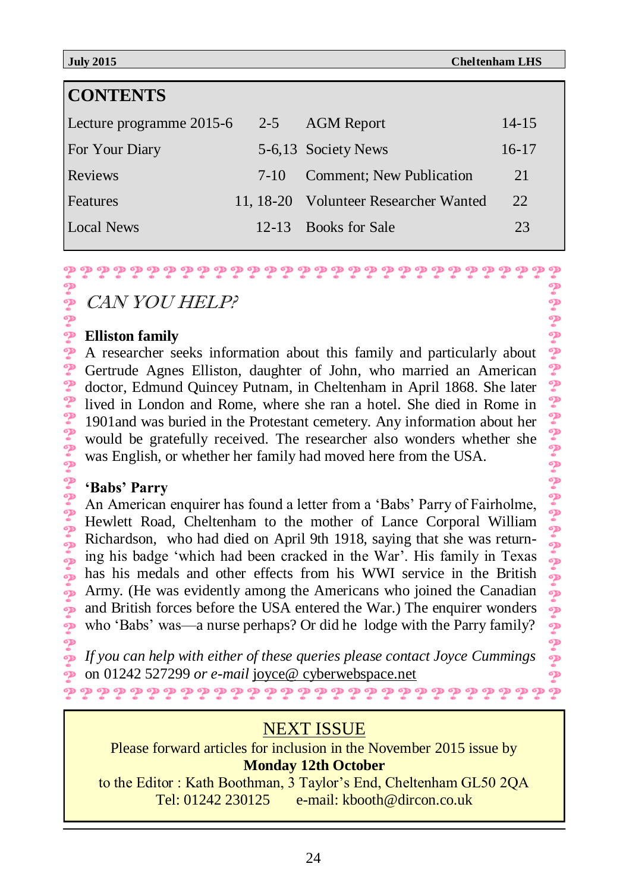## CONTENTS

| | | | |
|---|---|---|---|
| Lecture programme 2015-6 | 2-5 | AGM Report | 14-15 |
| For Your Diary | 5-6,13 | Society News | 16-17 |
| Reviews | 7-10 | Comment; New Publication | 21 |
| Features | 11, 18-20 | Volunteer Researcher Wanted | 22 |
| Local News | 12-13 | Books for Sale | 23 |

## *CAN YOU HELP?*

**Elliston family**

A researcher seeks information about this family and particularly about Gertrude Agnes Elliston, daughter of John, who married an American doctor, Edmund Quincey Putnam, in Cheltenham in April 1868. She later lived in London and Rome, where she ran a hotel. She died in Rome in 1901and was buried in the Protestant cemetery. Any information about her would be gratefully received. The researcher also wonders whether she was English, or whether her family had moved here from the USA.

**'Babs' Parry**

An American enquirer has found a letter from a 'Babs' Parry of Fairholme, Hewlett Road, Cheltenham to the mother of Lance Corporal William Richardson, who had died on April 9th 1918, saying that she was returning his badge 'which had been cracked in the War'. His family in Texas has his medals and other effects from his WWI service in the British Army. (He was evidently among the Americans who joined the Canadian and British forces before the USA entered the War.) The enquirer wonders who 'Babs' was—a nurse perhaps? Or did he lodge with the Parry family?

*If you can help with either of these queries please contact Joyce Cummings* on 01242 527299 *or e-mail* joyce@ cyberwebspace.net

## NEXT ISSUE

Please forward articles for inclusion in the November 2015 issue by

**Monday 12th October**

to the Editor : Kath Boothman, 3 Taylor's End, Cheltenham GL50 2QA

Tel: 01242 230125 e-mail: kbooth@dircon.co.uk